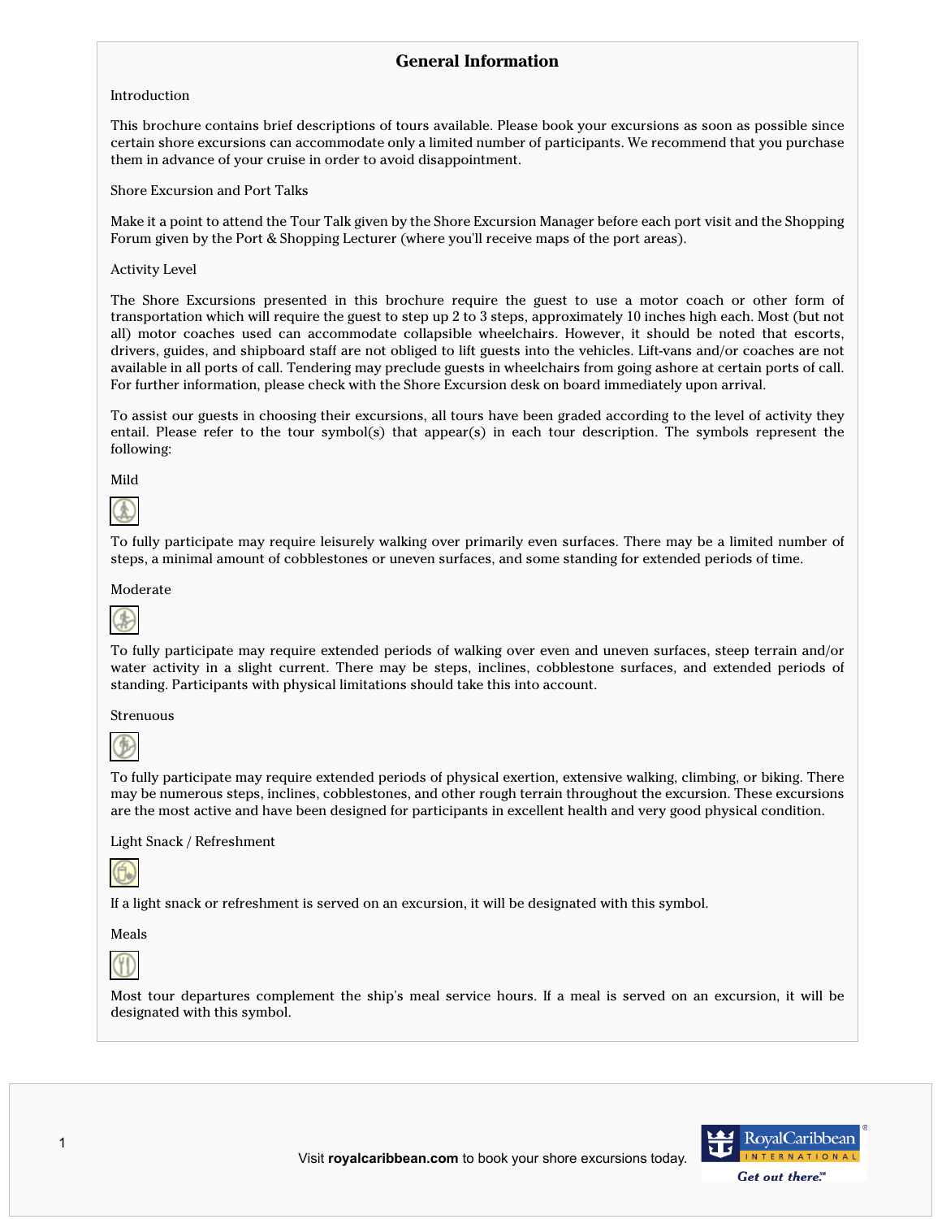# General Information

## Introduction

This brochure contains brief descriptions of tours available. Please book your excursions as soon as possible since certain shore excursions can accommodate only a limited number of participants. We recommend that you purchase them in advance of your cruise in order to avoid disappointment.

## Shore Excursion and Port Talks

Make it a point to attend the Tour Talk given by the Shore Excursion Manager before each port visit and the Shopping Forum given by the Port & Shopping Lecturer (where you'll receive maps of the port areas).

## Activity Level

The Shore Excursions presented in this brochure require the guest to use a motor coach or other form of transportation which will require the guest to step up 2 to 3 steps, approximately 10 inches high each. Most (but not all) motor coaches used can accommodate collapsible wheelchairs. However, it should be noted that escorts, drivers, guides, and shipboard staff are not obliged to lift guests into the vehicles. Lift-vans and/or coaches are not available in all ports of call. Tendering may preclude guests in wheelchairs from going ashore at certain ports of call. For further information, please check with the Shore Excursion desk on board immediately upon arrival.

To assist our guests in choosing their excursions, all tours have been graded according to the level of activity they entail. Please refer to the tour symbol(s) that appear(s) in each tour description. The symbols represent the following:

### Mild

To fully participate may require leisurely walking over primarily even surfaces. There may be a limited number of steps, a minimal amount of cobblestones or uneven surfaces, and some standing for extended periods of time.

### Moderate

To fully participate may require extended periods of walking over even and uneven surfaces, steep terrain and/or water activity in a slight current. There may be steps, inclines, cobblestone surfaces, and extended periods of standing. Participants with physical limitations should take this into account.

### Strenuous

To fully participate may require extended periods of physical exertion, extensive walking, climbing, or biking. There may be numerous steps, inclines, cobblestones, and other rough terrain throughout the excursion. These excursions are the most active and have been designed for participants in excellent health and very good physical condition.

### Light Snack / Refreshment

If a light snack or refreshment is served on an excursion, it will be designated with this symbol.

### Meals

Most tour departures complement the ship's meal service hours. If a meal is served on an excursion, it will be designated with this symbol.

Visit **royalcaribbean.com** to book your shore excursions today.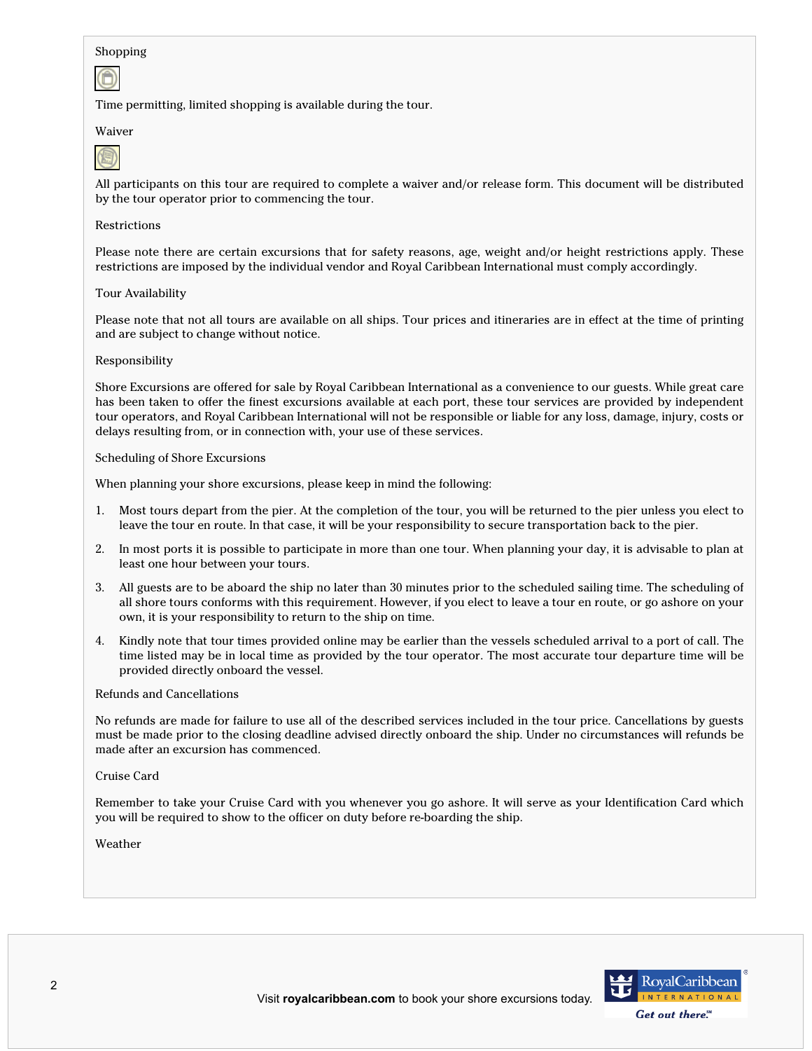### Shopping

Time permitting, limited shopping is available during the tour.

### Waiver

All participants on this tour are required to complete a waiver and/or release form. This document will be distributed by the tour operator prior to commencing the tour.

### Restrictions

Please note there are certain excursions that for safety reasons, age, weight and/or height restrictions apply. These restrictions are imposed by the individual vendor and Royal Caribbean International must comply accordingly.

### Tour Availability

Please note that not all tours are available on all ships. Tour prices and itineraries are in effect at the time of printing and are subject to change without notice.

### Responsibility

Shore Excursions are offered for sale by Royal Caribbean International as a convenience to our guests. While great care has been taken to offer the finest excursions available at each port, these tour services are provided by independent tour operators, and Royal Caribbean International will not be responsible or liable for any loss, damage, injury, costs or delays resulting from, or in connection with, your use of these services.

### Scheduling of Shore Excursions

When planning your shore excursions, please keep in mind the following:

1. Most tours depart from the pier. At the completion of the tour, you will be returned to the pier unless you elect to leave the tour en route. In that case, it will be your responsibility to secure transportation back to the pier.
2. In most ports it is possible to participate in more than one tour. When planning your day, it is advisable to plan at least one hour between your tours.
3. All guests are to be aboard the ship no later than 30 minutes prior to the scheduled sailing time. The scheduling of all shore tours conforms with this requirement. However, if you elect to leave a tour en route, or go ashore on your own, it is your responsibility to return to the ship on time.
4. Kindly note that tour times provided online may be earlier than the vessels scheduled arrival to a port of call. The time listed may be in local time as provided by the tour operator. The most accurate tour departure time will be provided directly onboard the vessel.

### Refunds and Cancellations

No refunds are made for failure to use all of the described services included in the tour price. Cancellations by guests must be made prior to the closing deadline advised directly onboard the ship. Under no circumstances will refunds be made after an excursion has commenced.

### Cruise Card

Remember to take your Cruise Card with you whenever you go ashore. It will serve as your Identification Card which you will be required to show to the officer on duty before re-boarding the ship.

### Weather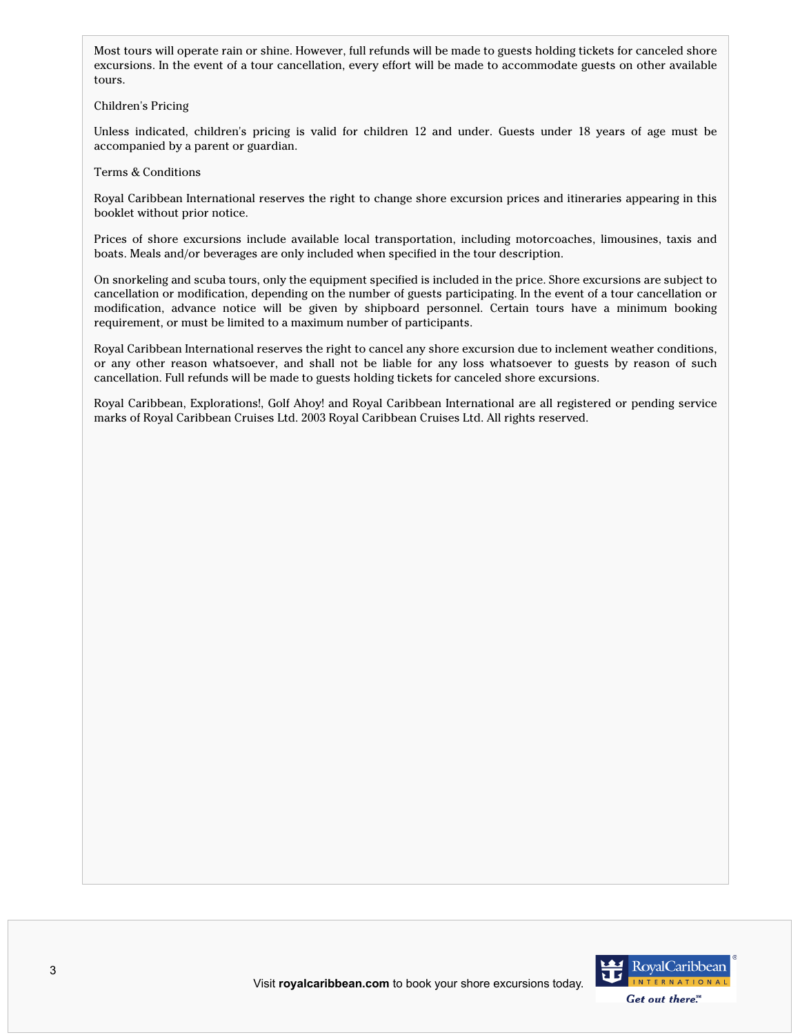Most tours will operate rain or shine. However, full refunds will be made to guests holding tickets for canceled shore excursions. In the event of a tour cancellation, every effort will be made to accommodate guests on other available tours.

Children's Pricing

Unless indicated, children's pricing is valid for children 12 and under. Guests under 18 years of age must be accompanied by a parent or guardian.

Terms & Conditions

Royal Caribbean International reserves the right to change shore excursion prices and itineraries appearing in this booklet without prior notice.

Prices of shore excursions include available local transportation, including motorcoaches, limousines, taxis and boats. Meals and/or beverages are only included when specified in the tour description.

On snorkeling and scuba tours, only the equipment specified is included in the price. Shore excursions are subject to cancellation or modification, depending on the number of guests participating. In the event of a tour cancellation or modification, advance notice will be given by shipboard personnel. Certain tours have a minimum booking requirement, or must be limited to a maximum number of participants.

Royal Caribbean International reserves the right to cancel any shore excursion due to inclement weather conditions, or any other reason whatsoever, and shall not be liable for any loss whatsoever to guests by reason of such cancellation. Full refunds will be made to guests holding tickets for canceled shore excursions.

Royal Caribbean, Explorations!, Golf Ahoy! and Royal Caribbean International are all registered or pending service marks of Royal Caribbean Cruises Ltd. 2003 Royal Caribbean Cruises Ltd. All rights reserved.

Visit **royalcaribbean.com** to book your shore excursions today.

RoyalCaribbean INTERNATIONAL *Get out there.*℠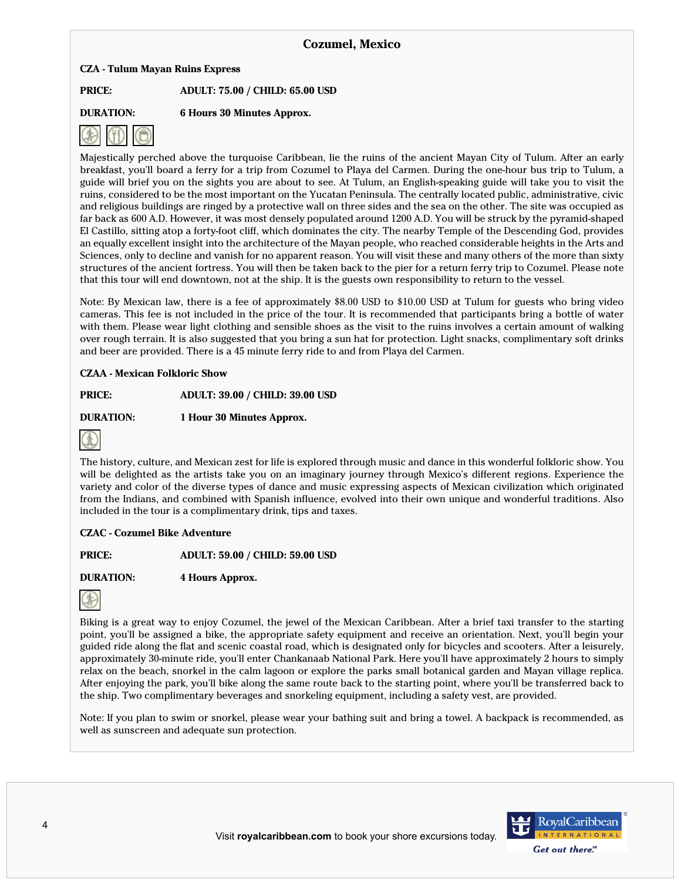# Cozumel, Mexico

**CZA - Tulum Mayan Ruins Express**

**PRICE:** **ADULT: 75.00 / CHILD: 65.00 USD**

**DURATION:** **6 Hours 30 Minutes Approx.**

Majestically perched above the turquoise Caribbean, lie the ruins of the ancient Mayan City of Tulum. After an early breakfast, you'll board a ferry for a trip from Cozumel to Playa del Carmen. During the one-hour bus trip to Tulum, a guide will brief you on the sights you are about to see. At Tulum, an English-speaking guide will take you to visit the ruins, considered to be the most important on the Yucatan Peninsula. The centrally located public, administrative, civic and religious buildings are ringed by a protective wall on three sides and the sea on the other. The site was occupied as far back as 600 A.D. However, it was most densely populated around 1200 A.D. You will be struck by the pyramid-shaped El Castillo, sitting atop a forty-foot cliff, which dominates the city. The nearby Temple of the Descending God, provides an equally excellent insight into the architecture of the Mayan people, who reached considerable heights in the Arts and Sciences, only to decline and vanish for no apparent reason. You will visit these and many others of the more than sixty structures of the ancient fortress. You will then be taken back to the pier for a return ferry trip to Cozumel. Please note that this tour will end downtown, not at the ship. It is the guests own responsibility to return to the vessel.

Note: By Mexican law, there is a fee of approximately $8.00 USD to $10.00 USD at Tulum for guests who bring video cameras. This fee is not included in the price of the tour. It is recommended that participants bring a bottle of water with them. Please wear light clothing and sensible shoes as the visit to the ruins involves a certain amount of walking over rough terrain. It is also suggested that you bring a sun hat for protection. Light snacks, complimentary soft drinks and beer are provided. There is a 45 minute ferry ride to and from Playa del Carmen.

**CZAA - Mexican Folkloric Show**

**PRICE:** **ADULT: 39.00 / CHILD: 39.00 USD**

**DURATION:** **1 Hour 30 Minutes Approx.**

The history, culture, and Mexican zest for life is explored through music and dance in this wonderful folkloric show. You will be delighted as the artists take you on an imaginary journey through Mexico's different regions. Experience the variety and color of the diverse types of dance and music expressing aspects of Mexican civilization which originated from the Indians, and combined with Spanish influence, evolved into their own unique and wonderful traditions. Also included in the tour is a complimentary drink, tips and taxes.

**CZAC - Cozumel Bike Adventure**

**PRICE:** **ADULT: 59.00 / CHILD: 59.00 USD**

**DURATION:** **4 Hours Approx.**

Biking is a great way to enjoy Cozumel, the jewel of the Mexican Caribbean. After a brief taxi transfer to the starting point, you'll be assigned a bike, the appropriate safety equipment and receive an orientation. Next, you'll begin your guided ride along the flat and scenic coastal road, which is designated only for bicycles and scooters. After a leisurely, approximately 30-minute ride, you'll enter Chankanaab National Park. Here you'll have approximately 2 hours to simply relax on the beach, snorkel in the calm lagoon or explore the parks small botanical garden and Mayan village replica. After enjoying the park, you'll bike along the same route back to the starting point, where you'll be transferred back to the ship. Two complimentary beverages and snorkeling equipment, including a safety vest, are provided.

Note: If you plan to swim or snorkel, please wear your bathing suit and bring a towel. A backpack is recommended, as well as sunscreen and adequate sun protection.

Visit **royalcaribbean.com** to book your shore excursions today.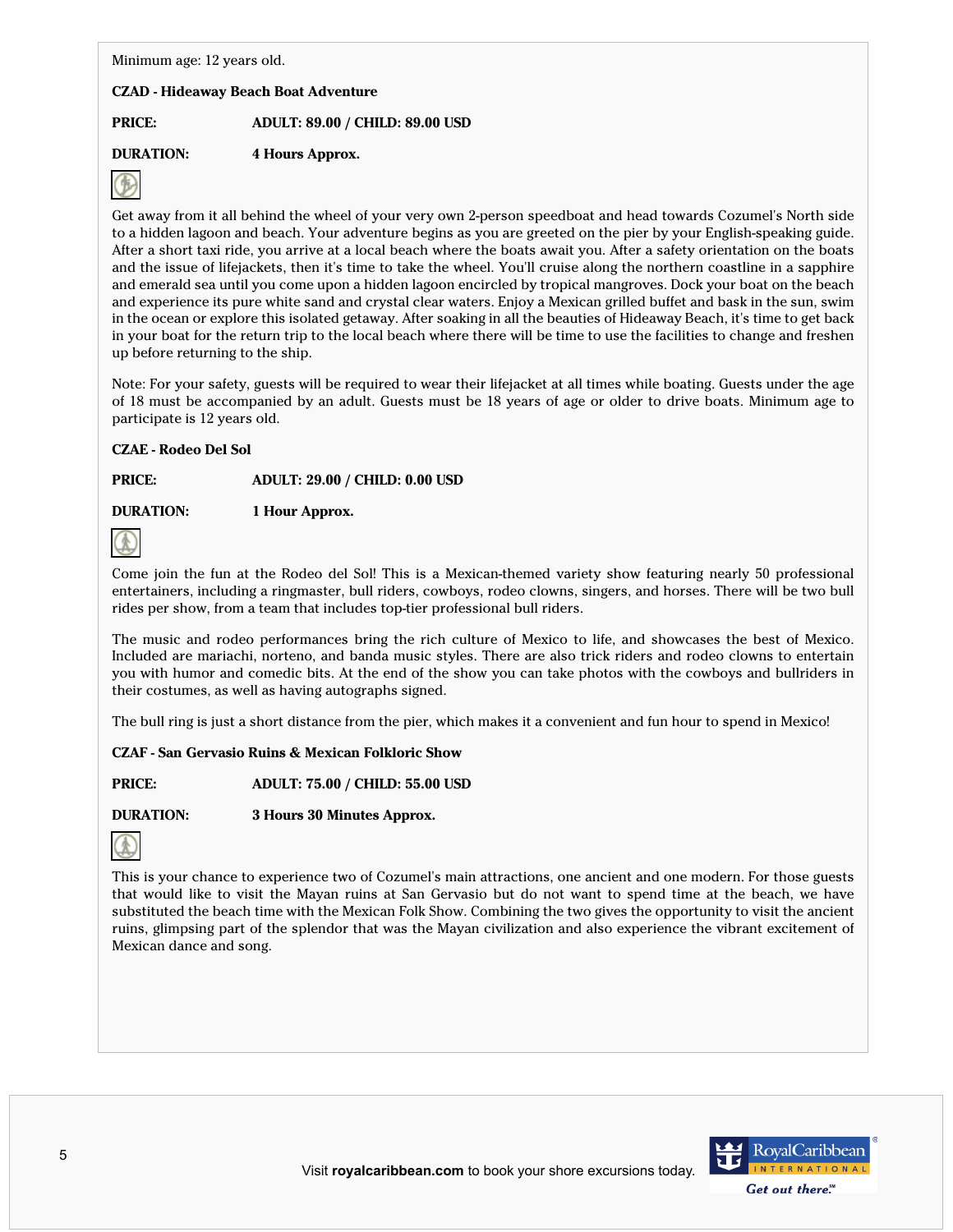Minimum age: 12 years old.

**CZAD - Hideaway Beach Boat Adventure**

**PRICE:** **ADULT: 89.00 / CHILD: 89.00 USD**

**DURATION:** **4 Hours Approx.**

Get away from it all behind the wheel of your very own 2-person speedboat and head towards Cozumel's North side to a hidden lagoon and beach. Your adventure begins as you are greeted on the pier by your English-speaking guide. After a short taxi ride, you arrive at a local beach where the boats await you. After a safety orientation on the boats and the issue of lifejackets, then it's time to take the wheel. You'll cruise along the northern coastline in a sapphire and emerald sea until you come upon a hidden lagoon encircled by tropical mangroves. Dock your boat on the beach and experience its pure white sand and crystal clear waters. Enjoy a Mexican grilled buffet and bask in the sun, swim in the ocean or explore this isolated getaway. After soaking in all the beauties of Hideaway Beach, it's time to get back in your boat for the return trip to the local beach where there will be time to use the facilities to change and freshen up before returning to the ship.

Note: For your safety, guests will be required to wear their lifejacket at all times while boating. Guests under the age of 18 must be accompanied by an adult. Guests must be 18 years of age or older to drive boats. Minimum age to participate is 12 years old.

**CZAE - Rodeo Del Sol**

**PRICE:** **ADULT: 29.00 / CHILD: 0.00 USD**

**DURATION:** **1 Hour Approx.**

Come join the fun at the Rodeo del Sol! This is a Mexican-themed variety show featuring nearly 50 professional entertainers, including a ringmaster, bull riders, cowboys, rodeo clowns, singers, and horses. There will be two bull rides per show, from a team that includes top-tier professional bull riders.

The music and rodeo performances bring the rich culture of Mexico to life, and showcases the best of Mexico. Included are mariachi, norteno, and banda music styles. There are also trick riders and rodeo clowns to entertain you with humor and comedic bits. At the end of the show you can take photos with the cowboys and bullriders in their costumes, as well as having autographs signed.

The bull ring is just a short distance from the pier, which makes it a convenient and fun hour to spend in Mexico!

**CZAF - San Gervasio Ruins & Mexican Folkloric Show**

**PRICE:** **ADULT: 75.00 / CHILD: 55.00 USD**

**DURATION:** **3 Hours 30 Minutes Approx.**

This is your chance to experience two of Cozumel's main attractions, one ancient and one modern. For those guests that would like to visit the Mayan ruins at San Gervasio but do not want to spend time at the beach, we have substituted the beach time with the Mexican Folk Show. Combining the two gives the opportunity to visit the ancient ruins, glimpsing part of the splendor that was the Mayan civilization and also experience the vibrant excitement of Mexican dance and song.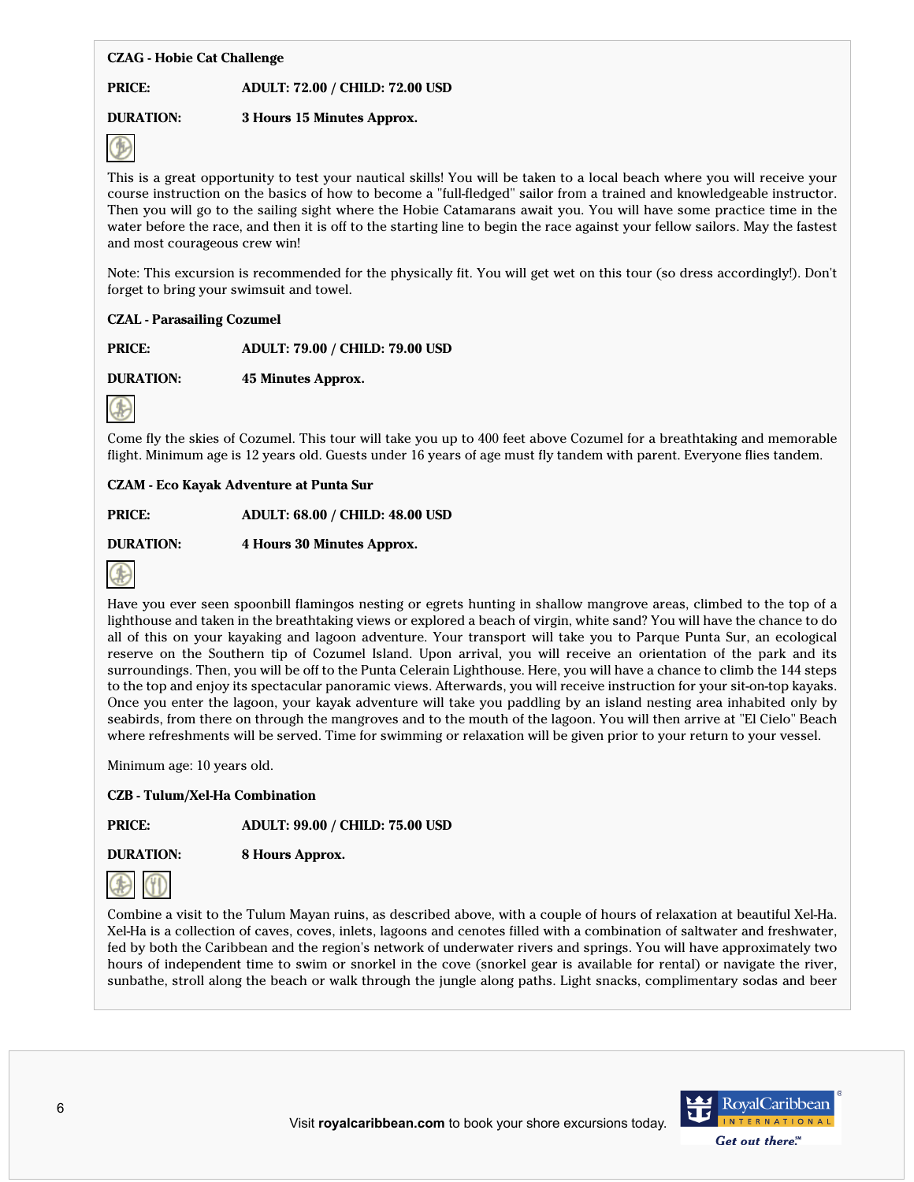**CZAG - Hobie Cat Challenge**

**PRICE:** **ADULT: 72.00 / CHILD: 72.00 USD**

**DURATION:** **3 Hours 15 Minutes Approx.**

This is a great opportunity to test your nautical skills! You will be taken to a local beach where you will receive your course instruction on the basics of how to become a "full-fledged" sailor from a trained and knowledgeable instructor. Then you will go to the sailing sight where the Hobie Catamarans await you. You will have some practice time in the water before the race, and then it is off to the starting line to begin the race against your fellow sailors. May the fastest and most courageous crew win!

Note: This excursion is recommended for the physically fit. You will get wet on this tour (so dress accordingly!). Don't forget to bring your swimsuit and towel.

**CZAL - Parasailing Cozumel**

**PRICE:** **ADULT: 79.00 / CHILD: 79.00 USD**

**DURATION:** **45 Minutes Approx.**

Come fly the skies of Cozumel. This tour will take you up to 400 feet above Cozumel for a breathtaking and memorable flight. Minimum age is 12 years old. Guests under 16 years of age must fly tandem with parent. Everyone flies tandem.

**CZAM - Eco Kayak Adventure at Punta Sur**

**PRICE:** **ADULT: 68.00 / CHILD: 48.00 USD**

**DURATION:** **4 Hours 30 Minutes Approx.**

Have you ever seen spoonbill flamingos nesting or egrets hunting in shallow mangrove areas, climbed to the top of a lighthouse and taken in the breathtaking views or explored a beach of virgin, white sand? You will have the chance to do all of this on your kayaking and lagoon adventure. Your transport will take you to Parque Punta Sur, an ecological reserve on the Southern tip of Cozumel Island. Upon arrival, you will receive an orientation of the park and its surroundings. Then, you will be off to the Punta Celerain Lighthouse. Here, you will have a chance to climb the 144 steps to the top and enjoy its spectacular panoramic views. Afterwards, you will receive instruction for your sit-on-top kayaks. Once you enter the lagoon, your kayak adventure will take you paddling by an island nesting area inhabited only by seabirds, from there on through the mangroves and to the mouth of the lagoon. You will then arrive at "El Cielo" Beach where refreshments will be served. Time for swimming or relaxation will be given prior to your return to your vessel.

Minimum age: 10 years old.

**CZB - Tulum/Xel-Ha Combination**

**PRICE:** **ADULT: 99.00 / CHILD: 75.00 USD**

**DURATION:** **8 Hours Approx.**

Combine a visit to the Tulum Mayan ruins, as described above, with a couple of hours of relaxation at beautiful Xel-Ha. Xel-Ha is a collection of caves, coves, inlets, lagoons and cenotes filled with a combination of saltwater and freshwater, fed by both the Caribbean and the region's network of underwater rivers and springs. You will have approximately two hours of independent time to swim or snorkel in the cove (snorkel gear is available for rental) or navigate the river, sunbathe, stroll along the beach or walk through the jungle along paths. Light snacks, complimentary sodas and beer

Visit **royalcaribbean.com** to book your shore excursions today.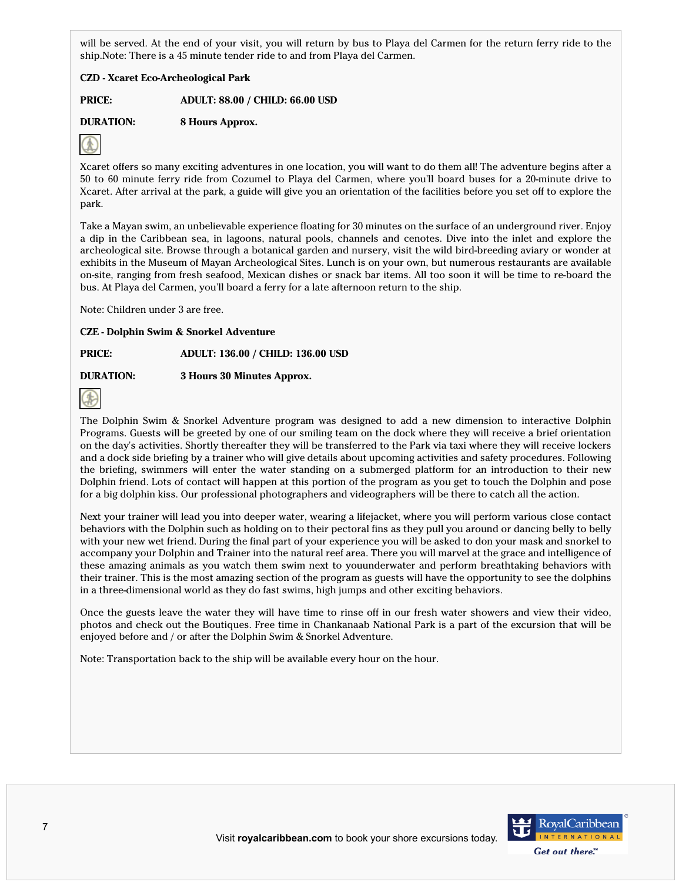will be served. At the end of your visit, you will return by bus to Playa del Carmen for the return ferry ride to the ship.Note: There is a 45 minute tender ride to and from Playa del Carmen.

**CZD - Xcaret Eco-Archeological Park**

**PRICE:** **ADULT: 88.00 / CHILD: 66.00 USD**

**DURATION:** **8 Hours Approx.**

Xcaret offers so many exciting adventures in one location, you will want to do them all! The adventure begins after a 50 to 60 minute ferry ride from Cozumel to Playa del Carmen, where you'll board buses for a 20-minute drive to Xcaret. After arrival at the park, a guide will give you an orientation of the facilities before you set off to explore the park.

Take a Mayan swim, an unbelievable experience floating for 30 minutes on the surface of an underground river. Enjoy a dip in the Caribbean sea, in lagoons, natural pools, channels and cenotes. Dive into the inlet and explore the archeological site. Browse through a botanical garden and nursery, visit the wild bird-breeding aviary or wonder at exhibits in the Museum of Mayan Archeological Sites. Lunch is on your own, but numerous restaurants are available on-site, ranging from fresh seafood, Mexican dishes or snack bar items. All too soon it will be time to re-board the bus. At Playa del Carmen, you'll board a ferry for a late afternoon return to the ship.

Note: Children under 3 are free.

**CZE - Dolphin Swim & Snorkel Adventure**

**PRICE:** **ADULT: 136.00 / CHILD: 136.00 USD**

**DURATION:** **3 Hours 30 Minutes Approx.**

The Dolphin Swim & Snorkel Adventure program was designed to add a new dimension to interactive Dolphin Programs. Guests will be greeted by one of our smiling team on the dock where they will receive a brief orientation on the day's activities. Shortly thereafter they will be transferred to the Park via taxi where they will receive lockers and a dock side briefing by a trainer who will give details about upcoming activities and safety procedures. Following the briefing, swimmers will enter the water standing on a submerged platform for an introduction to their new Dolphin friend. Lots of contact will happen at this portion of the program as you get to touch the Dolphin and pose for a big dolphin kiss. Our professional photographers and videographers will be there to catch all the action.

Next your trainer will lead you into deeper water, wearing a lifejacket, where you will perform various close contact behaviors with the Dolphin such as holding on to their pectoral fins as they pull you around or dancing belly to belly with your new wet friend. During the final part of your experience you will be asked to don your mask and snorkel to accompany your Dolphin and Trainer into the natural reef area. There you will marvel at the grace and intelligence of these amazing animals as you watch them swim next to youunderwater and perform breathtaking behaviors with their trainer. This is the most amazing section of the program as guests will have the opportunity to see the dolphins in a three-dimensional world as they do fast swims, high jumps and other exciting behaviors.

Once the guests leave the water they will have time to rinse off in our fresh water showers and view their video, photos and check out the Boutiques. Free time in Chankanaab National Park is a part of the excursion that will be enjoyed before and / or after the Dolphin Swim & Snorkel Adventure.

Note: Transportation back to the ship will be available every hour on the hour.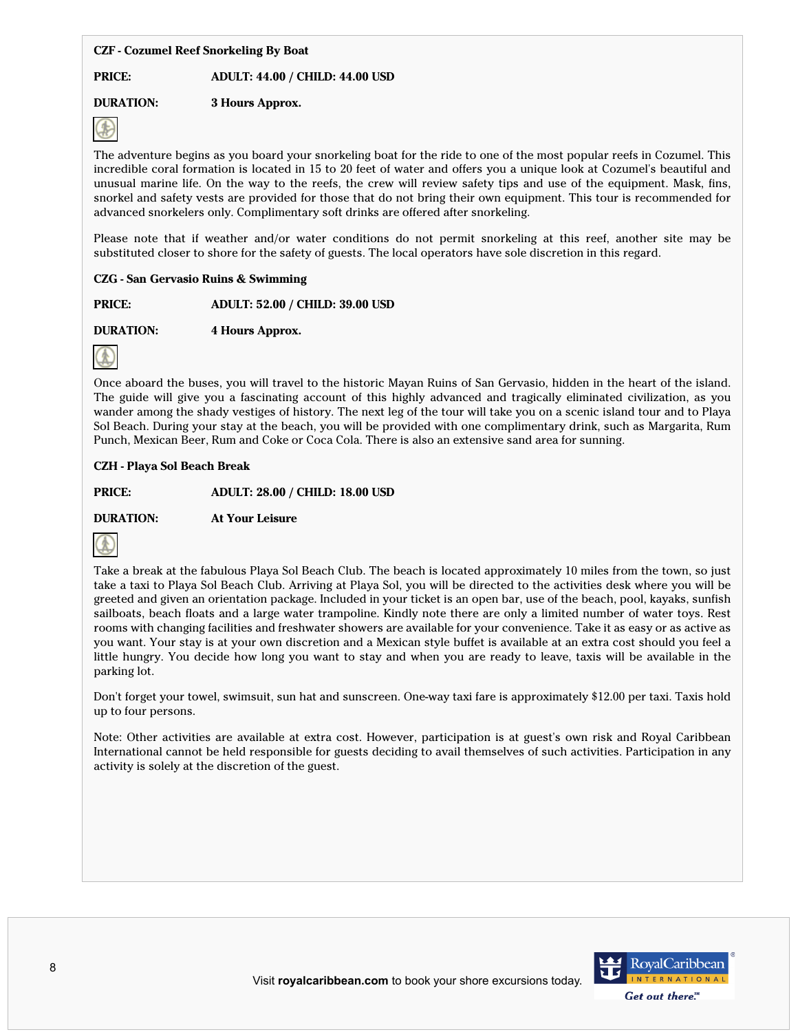**CZF - Cozumel Reef Snorkeling By Boat**

**PRICE:** **ADULT: 44.00 / CHILD: 44.00 USD**

**DURATION:** **3 Hours Approx.**

The adventure begins as you board your snorkeling boat for the ride to one of the most popular reefs in Cozumel. This incredible coral formation is located in 15 to 20 feet of water and offers you a unique look at Cozumel's beautiful and unusual marine life. On the way to the reefs, the crew will review safety tips and use of the equipment. Mask, fins, snorkel and safety vests are provided for those that do not bring their own equipment. This tour is recommended for advanced snorkelers only. Complimentary soft drinks are offered after snorkeling.

Please note that if weather and/or water conditions do not permit snorkeling at this reef, another site may be substituted closer to shore for the safety of guests. The local operators have sole discretion in this regard.

**CZG - San Gervasio Ruins & Swimming**

**PRICE:** **ADULT: 52.00 / CHILD: 39.00 USD**

**DURATION:** **4 Hours Approx.**

Once aboard the buses, you will travel to the historic Mayan Ruins of San Gervasio, hidden in the heart of the island. The guide will give you a fascinating account of this highly advanced and tragically eliminated civilization, as you wander among the shady vestiges of history. The next leg of the tour will take you on a scenic island tour and to Playa Sol Beach. During your stay at the beach, you will be provided with one complimentary drink, such as Margarita, Rum Punch, Mexican Beer, Rum and Coke or Coca Cola. There is also an extensive sand area for sunning.

**CZH - Playa Sol Beach Break**

**PRICE:** **ADULT: 28.00 / CHILD: 18.00 USD**

**DURATION:** **At Your Leisure**

Take a break at the fabulous Playa Sol Beach Club. The beach is located approximately 10 miles from the town, so just take a taxi to Playa Sol Beach Club. Arriving at Playa Sol, you will be directed to the activities desk where you will be greeted and given an orientation package. Included in your ticket is an open bar, use of the beach, pool, kayaks, sunfish sailboats, beach floats and a large water trampoline. Kindly note there are only a limited number of water toys. Rest rooms with changing facilities and freshwater showers are available for your convenience. Take it as easy or as active as you want. Your stay is at your own discretion and a Mexican style buffet is available at an extra cost should you feel a little hungry. You decide how long you want to stay and when you are ready to leave, taxis will be available in the parking lot.

Don't forget your towel, swimsuit, sun hat and sunscreen. One-way taxi fare is approximately $12.00 per taxi. Taxis hold up to four persons.

Note: Other activities are available at extra cost. However, participation is at guest's own risk and Royal Caribbean International cannot be held responsible for guests deciding to avail themselves of such activities. Participation in any activity is solely at the discretion of the guest.

Visit **royalcaribbean.com** to book your shore excursions today.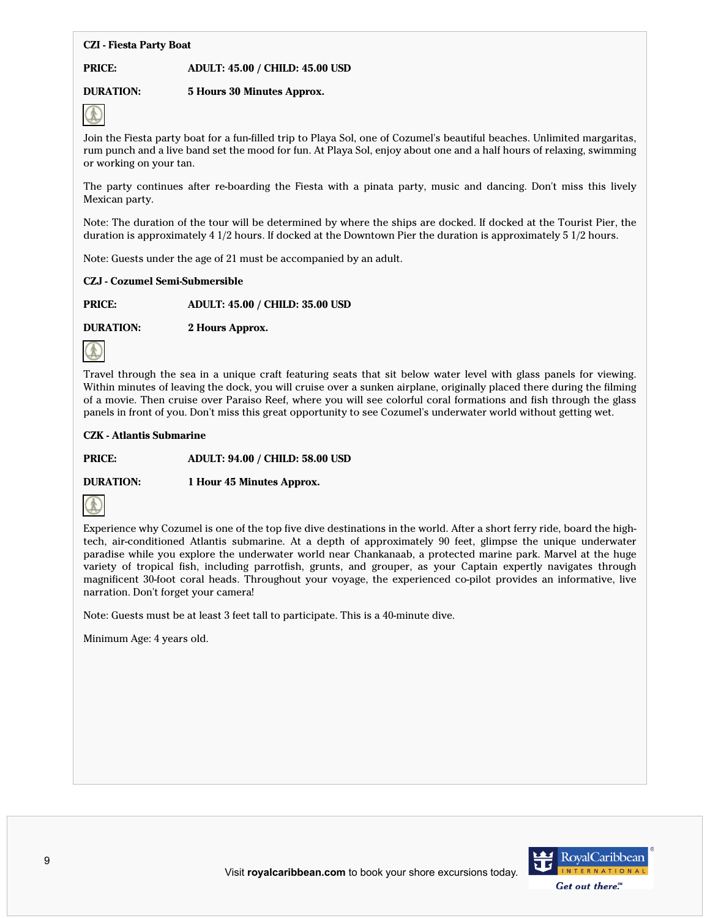**CZI - Fiesta Party Boat**

**PRICE:** **ADULT: 45.00 / CHILD: 45.00 USD**

**DURATION:** **5 Hours 30 Minutes Approx.**

Join the Fiesta party boat for a fun-filled trip to Playa Sol, one of Cozumel's beautiful beaches. Unlimited margaritas, rum punch and a live band set the mood for fun. At Playa Sol, enjoy about one and a half hours of relaxing, swimming or working on your tan.

The party continues after re-boarding the Fiesta with a pinata party, music and dancing. Don't miss this lively Mexican party.

Note: The duration of the tour will be determined by where the ships are docked. If docked at the Tourist Pier, the duration is approximately 4 1/2 hours. If docked at the Downtown Pier the duration is approximately 5 1/2 hours.

Note: Guests under the age of 21 must be accompanied by an adult.

**CZJ - Cozumel Semi-Submersible**

**PRICE:** **ADULT: 45.00 / CHILD: 35.00 USD**

**DURATION:** **2 Hours Approx.**

Travel through the sea in a unique craft featuring seats that sit below water level with glass panels for viewing. Within minutes of leaving the dock, you will cruise over a sunken airplane, originally placed there during the filming of a movie. Then cruise over Paraiso Reef, where you will see colorful coral formations and fish through the glass panels in front of you. Don't miss this great opportunity to see Cozumel's underwater world without getting wet.

**CZK - Atlantis Submarine**

**PRICE:** **ADULT: 94.00 / CHILD: 58.00 USD**

**DURATION:** **1 Hour 45 Minutes Approx.**

Experience why Cozumel is one of the top five dive destinations in the world. After a short ferry ride, board the high-tech, air-conditioned Atlantis submarine. At a depth of approximately 90 feet, glimpse the unique underwater paradise while you explore the underwater world near Chankanaab, a protected marine park. Marvel at the huge variety of tropical fish, including parrotfish, grunts, and grouper, as your Captain expertly navigates through magnificent 30-foot coral heads. Throughout your voyage, the experienced co-pilot provides an informative, live narration. Don't forget your camera!

Note: Guests must be at least 3 feet tall to participate. This is a 40-minute dive.

Minimum Age: 4 years old.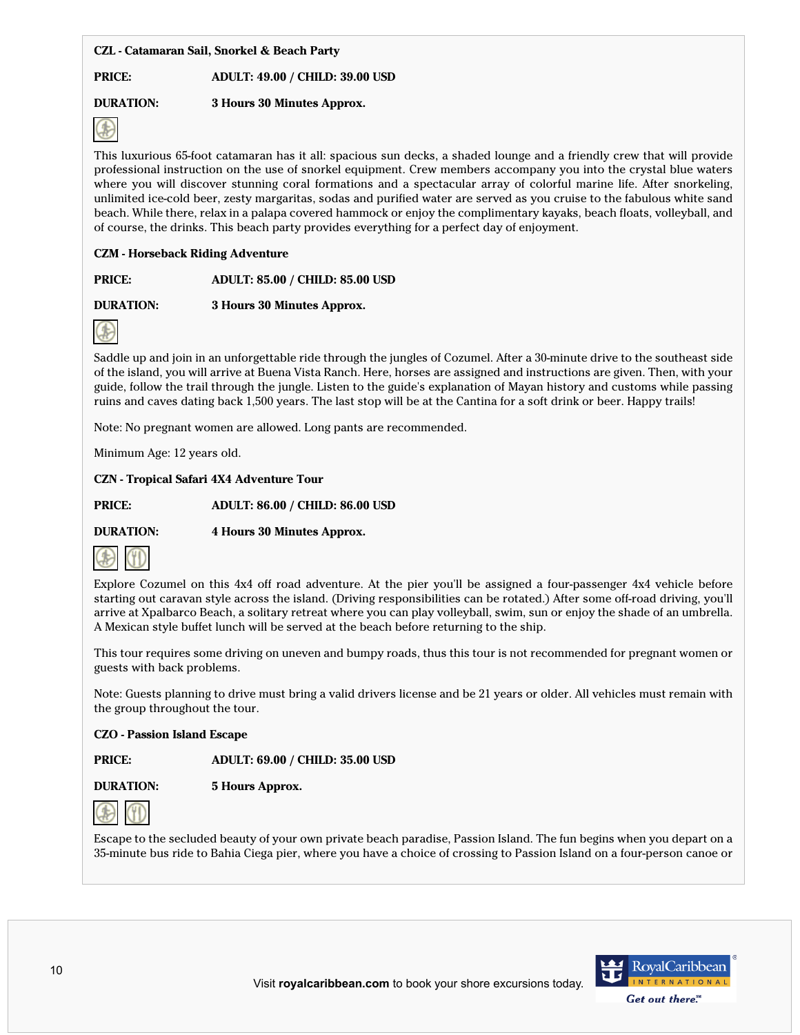**CZL - Catamaran Sail, Snorkel & Beach Party**

**PRICE:** **ADULT: 49.00 / CHILD: 39.00 USD**

**DURATION:** **3 Hours 30 Minutes Approx.**

This luxurious 65-foot catamaran has it all: spacious sun decks, a shaded lounge and a friendly crew that will provide professional instruction on the use of snorkel equipment. Crew members accompany you into the crystal blue waters where you will discover stunning coral formations and a spectacular array of colorful marine life. After snorkeling, unlimited ice-cold beer, zesty margaritas, sodas and purified water are served as you cruise to the fabulous white sand beach. While there, relax in a palapa covered hammock or enjoy the complimentary kayaks, beach floats, volleyball, and of course, the drinks. This beach party provides everything for a perfect day of enjoyment.

**CZM - Horseback Riding Adventure**

**PRICE:** **ADULT: 85.00 / CHILD: 85.00 USD**

**DURATION:** **3 Hours 30 Minutes Approx.**

Saddle up and join in an unforgettable ride through the jungles of Cozumel. After a 30-minute drive to the southeast side of the island, you will arrive at Buena Vista Ranch. Here, horses are assigned and instructions are given. Then, with your guide, follow the trail through the jungle. Listen to the guide's explanation of Mayan history and customs while passing ruins and caves dating back 1,500 years. The last stop will be at the Cantina for a soft drink or beer. Happy trails!

Note: No pregnant women are allowed. Long pants are recommended.

Minimum Age: 12 years old.

**CZN - Tropical Safari 4X4 Adventure Tour**

**PRICE:** **ADULT: 86.00 / CHILD: 86.00 USD**

**DURATION:** **4 Hours 30 Minutes Approx.**

Explore Cozumel on this 4x4 off road adventure. At the pier you'll be assigned a four-passenger 4x4 vehicle before starting out caravan style across the island. (Driving responsibilities can be rotated.) After some off-road driving, you'll arrive at Xpalbarco Beach, a solitary retreat where you can play volleyball, swim, sun or enjoy the shade of an umbrella. A Mexican style buffet lunch will be served at the beach before returning to the ship.

This tour requires some driving on uneven and bumpy roads, thus this tour is not recommended for pregnant women or guests with back problems.

Note: Guests planning to drive must bring a valid drivers license and be 21 years or older. All vehicles must remain with the group throughout the tour.

**CZO - Passion Island Escape**

**PRICE:** **ADULT: 69.00 / CHILD: 35.00 USD**

**DURATION:** **5 Hours Approx.**

Escape to the secluded beauty of your own private beach paradise, Passion Island. The fun begins when you depart on a 35-minute bus ride to Bahia Ciega pier, where you have a choice of crossing to Passion Island on a four-person canoe or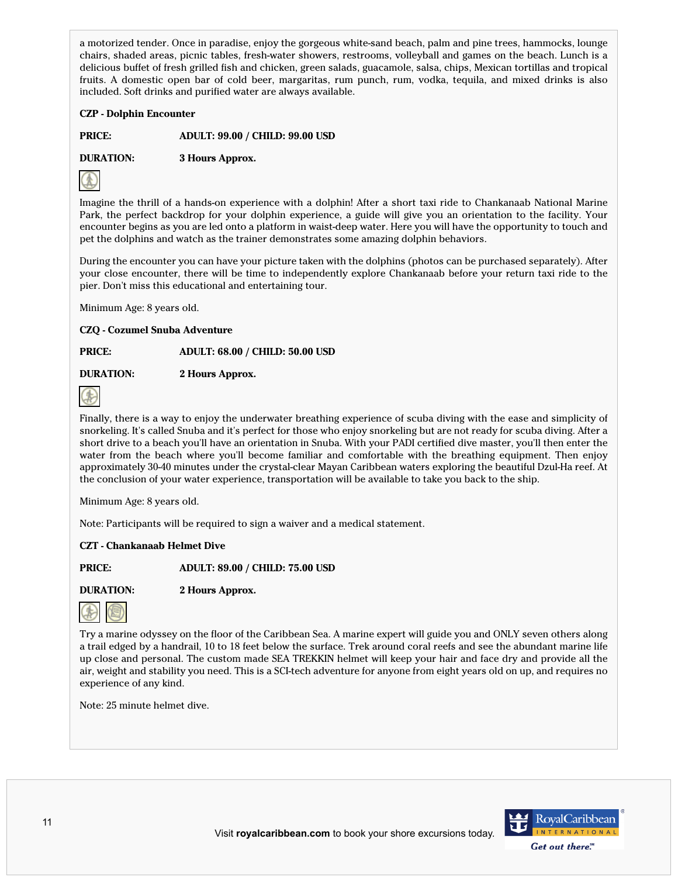a motorized tender. Once in paradise, enjoy the gorgeous white-sand beach, palm and pine trees, hammocks, lounge chairs, shaded areas, picnic tables, fresh-water showers, restrooms, volleyball and games on the beach. Lunch is a delicious buffet of fresh grilled fish and chicken, green salads, guacamole, salsa, chips, Mexican tortillas and tropical fruits. A domestic open bar of cold beer, margaritas, rum punch, rum, vodka, tequila, and mixed drinks is also included. Soft drinks and purified water are always available.

**CZP - Dolphin Encounter**

**PRICE:** **ADULT: 99.00 / CHILD: 99.00 USD**

**DURATION:** **3 Hours Approx.**

Imagine the thrill of a hands-on experience with a dolphin! After a short taxi ride to Chankanaab National Marine Park, the perfect backdrop for your dolphin experience, a guide will give you an orientation to the facility. Your encounter begins as you are led onto a platform in waist-deep water. Here you will have the opportunity to touch and pet the dolphins and watch as the trainer demonstrates some amazing dolphin behaviors.

During the encounter you can have your picture taken with the dolphins (photos can be purchased separately). After your close encounter, there will be time to independently explore Chankanaab before your return taxi ride to the pier. Don't miss this educational and entertaining tour.

Minimum Age: 8 years old.

**CZQ - Cozumel Snuba Adventure**

**PRICE:** **ADULT: 68.00 / CHILD: 50.00 USD**

**DURATION:** **2 Hours Approx.**

Finally, there is a way to enjoy the underwater breathing experience of scuba diving with the ease and simplicity of snorkeling. It's called Snuba and it's perfect for those who enjoy snorkeling but are not ready for scuba diving. After a short drive to a beach you'll have an orientation in Snuba. With your PADI certified dive master, you'll then enter the water from the beach where you'll become familiar and comfortable with the breathing equipment. Then enjoy approximately 30-40 minutes under the crystal-clear Mayan Caribbean waters exploring the beautiful Dzul-Ha reef. At the conclusion of your water experience, transportation will be available to take you back to the ship.

Minimum Age: 8 years old.

Note: Participants will be required to sign a waiver and a medical statement.

**CZT - Chankanaab Helmet Dive**

**PRICE:** **ADULT: 89.00 / CHILD: 75.00 USD**

**DURATION:** **2 Hours Approx.**

Try a marine odyssey on the floor of the Caribbean Sea. A marine expert will guide you and ONLY seven others along a trail edged by a handrail, 10 to 18 feet below the surface. Trek around coral reefs and see the abundant marine life up close and personal. The custom made SEA TREKKIN helmet will keep your hair and face dry and provide all the air, weight and stability you need. This is a SCI-tech adventure for anyone from eight years old on up, and requires no experience of any kind.

Note: 25 minute helmet dive.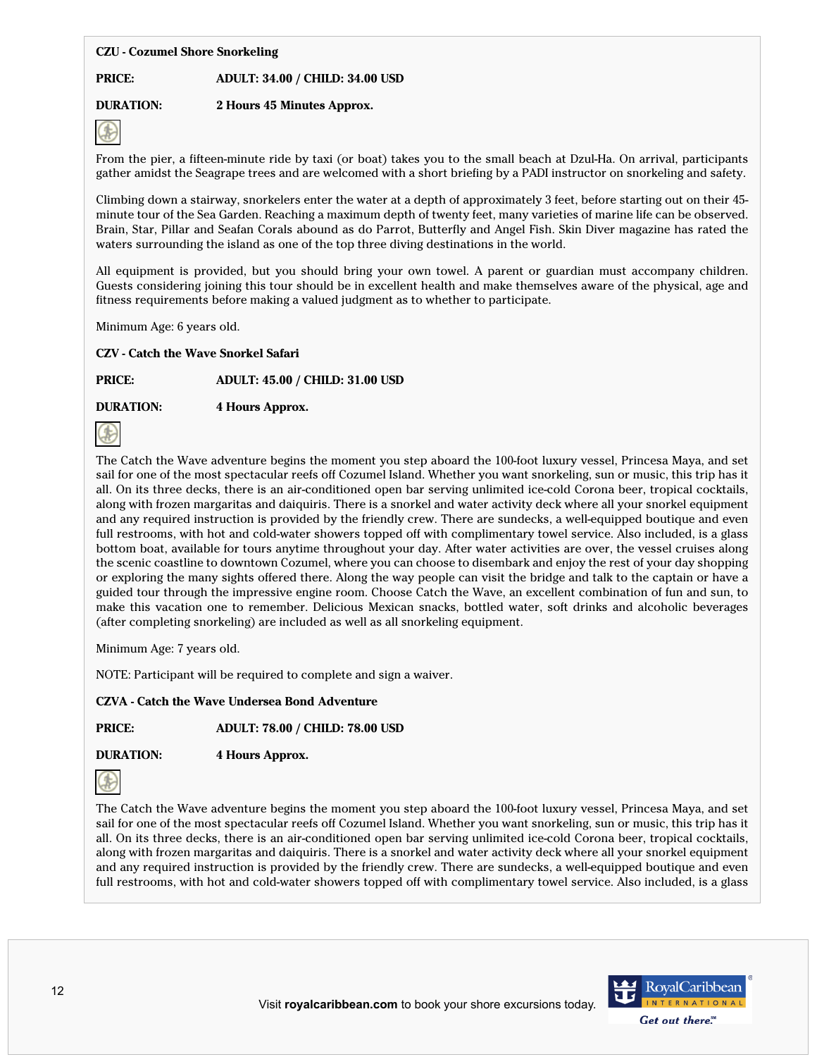**CZU - Cozumel Shore Snorkeling**

**PRICE:** **ADULT: 34.00 / CHILD: 34.00 USD**

**DURATION:** **2 Hours 45 Minutes Approx.**

From the pier, a fifteen-minute ride by taxi (or boat) takes you to the small beach at Dzul-Ha. On arrival, participants gather amidst the Seagrape trees and are welcomed with a short briefing by a PADI instructor on snorkeling and safety.

Climbing down a stairway, snorkelers enter the water at a depth of approximately 3 feet, before starting out on their 45-minute tour of the Sea Garden. Reaching a maximum depth of twenty feet, many varieties of marine life can be observed. Brain, Star, Pillar and Seafan Corals abound as do Parrot, Butterfly and Angel Fish. Skin Diver magazine has rated the waters surrounding the island as one of the top three diving destinations in the world.

All equipment is provided, but you should bring your own towel. A parent or guardian must accompany children. Guests considering joining this tour should be in excellent health and make themselves aware of the physical, age and fitness requirements before making a valued judgment as to whether to participate.

Minimum Age: 6 years old.

**CZV - Catch the Wave Snorkel Safari**

**PRICE:** **ADULT: 45.00 / CHILD: 31.00 USD**

**DURATION:** **4 Hours Approx.**

The Catch the Wave adventure begins the moment you step aboard the 100-foot luxury vessel, Princesa Maya, and set sail for one of the most spectacular reefs off Cozumel Island. Whether you want snorkeling, sun or music, this trip has it all. On its three decks, there is an air-conditioned open bar serving unlimited ice-cold Corona beer, tropical cocktails, along with frozen margaritas and daiquiris. There is a snorkel and water activity deck where all your snorkel equipment and any required instruction is provided by the friendly crew. There are sundecks, a well-equipped boutique and even full restrooms, with hot and cold-water showers topped off with complimentary towel service. Also included, is a glass bottom boat, available for tours anytime throughout your day. After water activities are over, the vessel cruises along the scenic coastline to downtown Cozumel, where you can choose to disembark and enjoy the rest of your day shopping or exploring the many sights offered there. Along the way people can visit the bridge and talk to the captain or have a guided tour through the impressive engine room. Choose Catch the Wave, an excellent combination of fun and sun, to make this vacation one to remember. Delicious Mexican snacks, bottled water, soft drinks and alcoholic beverages (after completing snorkeling) are included as well as all snorkeling equipment.

Minimum Age: 7 years old.

NOTE: Participant will be required to complete and sign a waiver.

**CZVA - Catch the Wave Undersea Bond Adventure**

**PRICE:** **ADULT: 78.00 / CHILD: 78.00 USD**

**DURATION:** **4 Hours Approx.**

The Catch the Wave adventure begins the moment you step aboard the 100-foot luxury vessel, Princesa Maya, and set sail for one of the most spectacular reefs off Cozumel Island. Whether you want snorkeling, sun or music, this trip has it all. On its three decks, there is an air-conditioned open bar serving unlimited ice-cold Corona beer, tropical cocktails, along with frozen margaritas and daiquiris. There is a snorkel and water activity deck where all your snorkel equipment and any required instruction is provided by the friendly crew. There are sundecks, a well-equipped boutique and even full restrooms, with hot and cold-water showers topped off with complimentary towel service. Also included, is a glass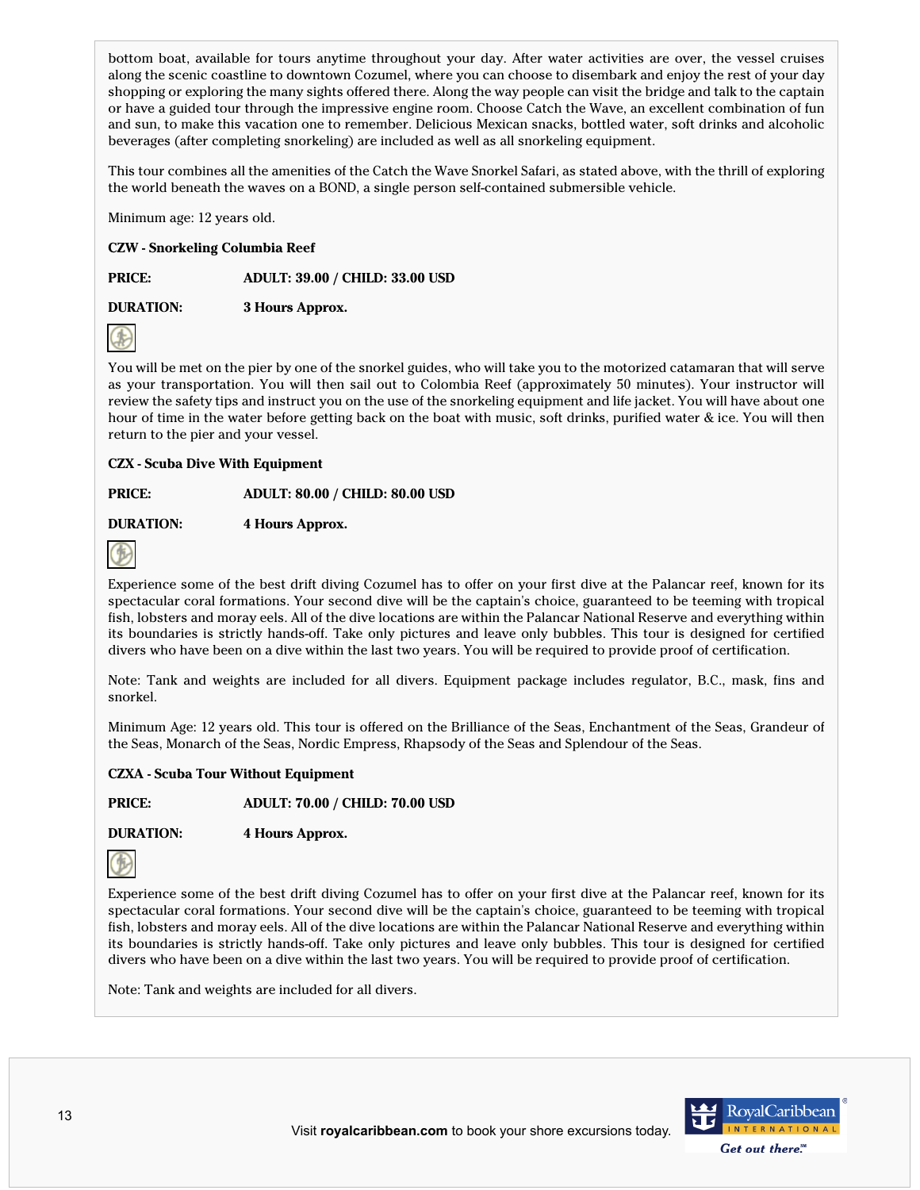bottom boat, available for tours anytime throughout your day. After water activities are over, the vessel cruises along the scenic coastline to downtown Cozumel, where you can choose to disembark and enjoy the rest of your day shopping or exploring the many sights offered there. Along the way people can visit the bridge and talk to the captain or have a guided tour through the impressive engine room. Choose Catch the Wave, an excellent combination of fun and sun, to make this vacation one to remember. Delicious Mexican snacks, bottled water, soft drinks and alcoholic beverages (after completing snorkeling) are included as well as all snorkeling equipment.

This tour combines all the amenities of the Catch the Wave Snorkel Safari, as stated above, with the thrill of exploring the world beneath the waves on a BOND, a single person self-contained submersible vehicle.

Minimum age: 12 years old.

**CZW - Snorkeling Columbia Reef**

**PRICE:** **ADULT: 39.00 / CHILD: 33.00 USD**

**DURATION:** **3 Hours Approx.**

You will be met on the pier by one of the snorkel guides, who will take you to the motorized catamaran that will serve as your transportation. You will then sail out to Colombia Reef (approximately 50 minutes). Your instructor will review the safety tips and instruct you on the use of the snorkeling equipment and life jacket. You will have about one hour of time in the water before getting back on the boat with music, soft drinks, purified water & ice. You will then return to the pier and your vessel.

**CZX - Scuba Dive With Equipment**

**PRICE:** **ADULT: 80.00 / CHILD: 80.00 USD**

**DURATION:** **4 Hours Approx.**

Experience some of the best drift diving Cozumel has to offer on your first dive at the Palancar reef, known for its spectacular coral formations. Your second dive will be the captain's choice, guaranteed to be teeming with tropical fish, lobsters and moray eels. All of the dive locations are within the Palancar National Reserve and everything within its boundaries is strictly hands-off. Take only pictures and leave only bubbles. This tour is designed for certified divers who have been on a dive within the last two years. You will be required to provide proof of certification.

Note: Tank and weights are included for all divers. Equipment package includes regulator, B.C., mask, fins and snorkel.

Minimum Age: 12 years old. This tour is offered on the Brilliance of the Seas, Enchantment of the Seas, Grandeur of the Seas, Monarch of the Seas, Nordic Empress, Rhapsody of the Seas and Splendour of the Seas.

**CZXA - Scuba Tour Without Equipment**

**PRICE:** **ADULT: 70.00 / CHILD: 70.00 USD**

**DURATION:** **4 Hours Approx.**

Experience some of the best drift diving Cozumel has to offer on your first dive at the Palancar reef, known for its spectacular coral formations. Your second dive will be the captain's choice, guaranteed to be teeming with tropical fish, lobsters and moray eels. All of the dive locations are within the Palancar National Reserve and everything within its boundaries is strictly hands-off. Take only pictures and leave only bubbles. This tour is designed for certified divers who have been on a dive within the last two years. You will be required to provide proof of certification.

Note: Tank and weights are included for all divers.

Visit **royalcaribbean.com** to book your shore excursions today.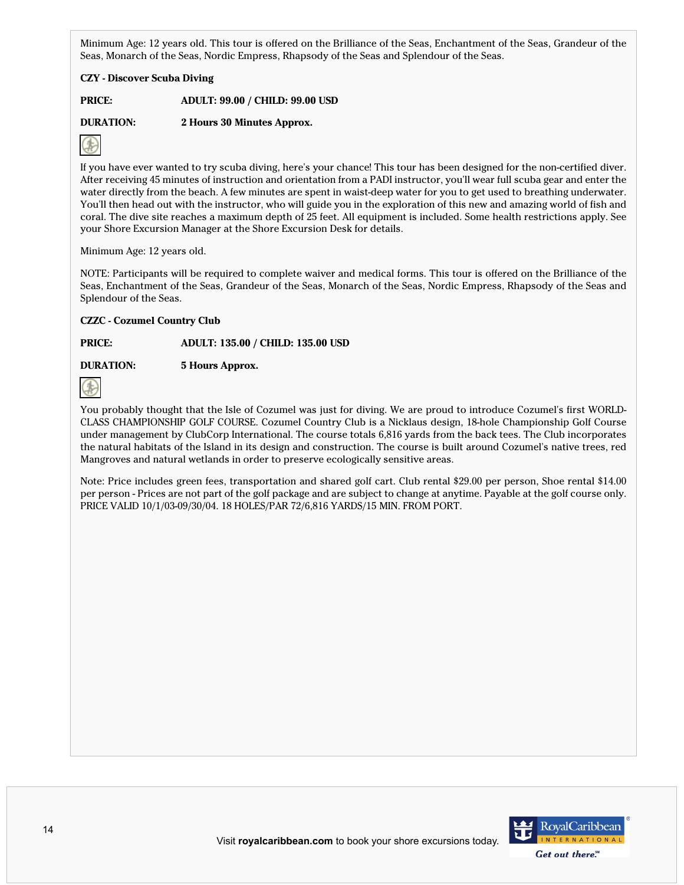Minimum Age: 12 years old. This tour is offered on the Brilliance of the Seas, Enchantment of the Seas, Grandeur of the Seas, Monarch of the Seas, Nordic Empress, Rhapsody of the Seas and Splendour of the Seas.

**CZY - Discover Scuba Diving**

**PRICE:** **ADULT: 99.00 / CHILD: 99.00 USD**

**DURATION:** **2 Hours 30 Minutes Approx.**

If you have ever wanted to try scuba diving, here's your chance! This tour has been designed for the non-certified diver. After receiving 45 minutes of instruction and orientation from a PADI instructor, you'll wear full scuba gear and enter the water directly from the beach. A few minutes are spent in waist-deep water for you to get used to breathing underwater. You'll then head out with the instructor, who will guide you in the exploration of this new and amazing world of fish and coral. The dive site reaches a maximum depth of 25 feet. All equipment is included. Some health restrictions apply. See your Shore Excursion Manager at the Shore Excursion Desk for details.

Minimum Age: 12 years old.

NOTE: Participants will be required to complete waiver and medical forms. This tour is offered on the Brilliance of the Seas, Enchantment of the Seas, Grandeur of the Seas, Monarch of the Seas, Nordic Empress, Rhapsody of the Seas and Splendour of the Seas.

**CZZC - Cozumel Country Club**

**PRICE:** **ADULT: 135.00 / CHILD: 135.00 USD**

**DURATION:** **5 Hours Approx.**

You probably thought that the Isle of Cozumel was just for diving. We are proud to introduce Cozumel's first WORLD-CLASS CHAMPIONSHIP GOLF COURSE. Cozumel Country Club is a Nicklaus design, 18-hole Championship Golf Course under management by ClubCorp International. The course totals 6,816 yards from the back tees. The Club incorporates the natural habitats of the Island in its design and construction. The course is built around Cozumel's native trees, red Mangroves and natural wetlands in order to preserve ecologically sensitive areas.

Note: Price includes green fees, transportation and shared golf cart. Club rental $29.00 per person, Shoe rental $14.00 per person - Prices are not part of the golf package and are subject to change at anytime. Payable at the golf course only. PRICE VALID 10/1/03-09/30/04. 18 HOLES/PAR 72/6,816 YARDS/15 MIN. FROM PORT.

Visit **royalcaribbean.com** to book your shore excursions today.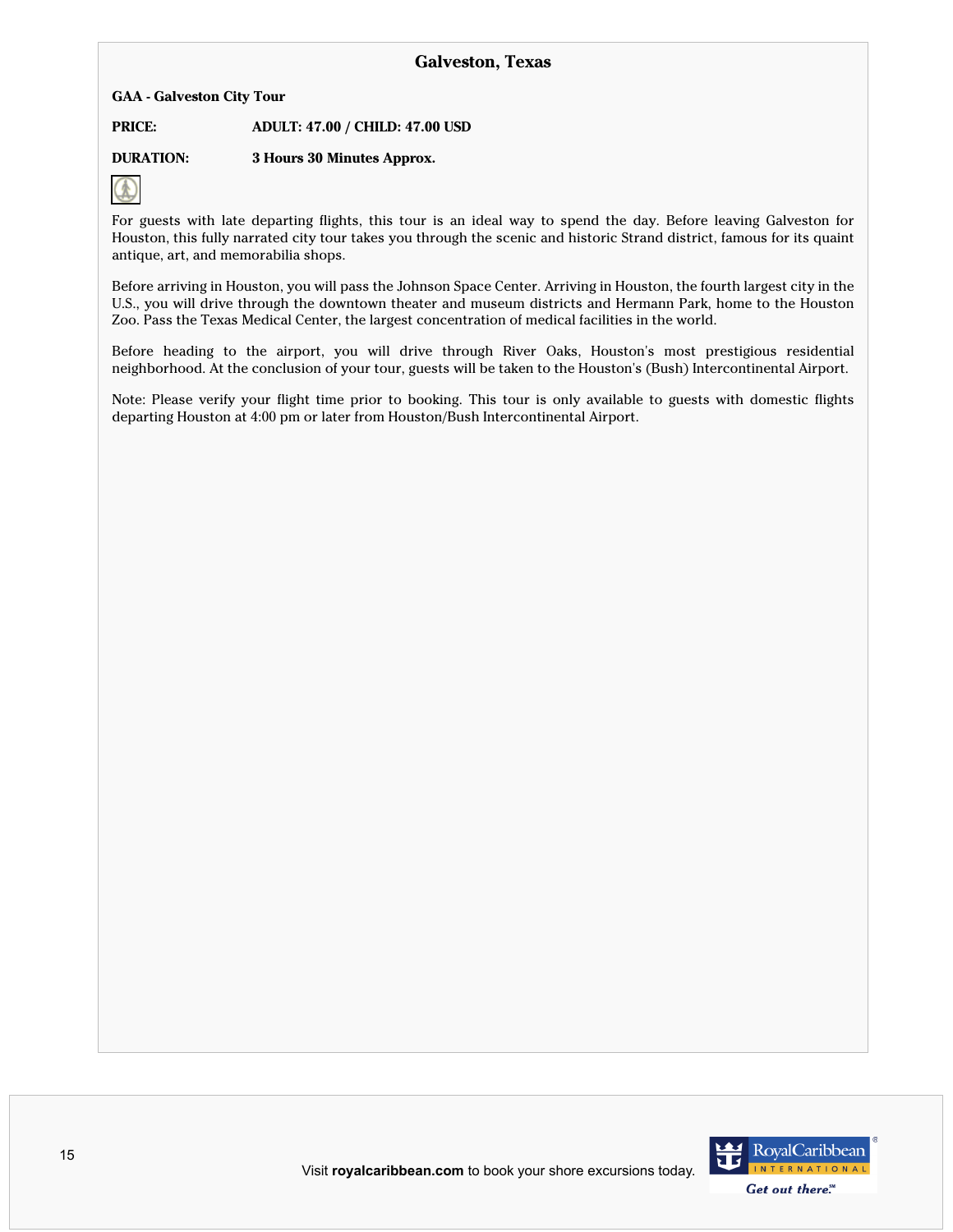## Galveston, Texas

**GAA - Galveston City Tour**

**PRICE:** **ADULT: 47.00 / CHILD: 47.00 USD**

**DURATION:** **3 Hours 30 Minutes Approx.**

For guests with late departing flights, this tour is an ideal way to spend the day. Before leaving Galveston for Houston, this fully narrated city tour takes you through the scenic and historic Strand district, famous for its quaint antique, art, and memorabilia shops.

Before arriving in Houston, you will pass the Johnson Space Center. Arriving in Houston, the fourth largest city in the U.S., you will drive through the downtown theater and museum districts and Hermann Park, home to the Houston Zoo. Pass the Texas Medical Center, the largest concentration of medical facilities in the world.

Before heading to the airport, you will drive through River Oaks, Houston's most prestigious residential neighborhood. At the conclusion of your tour, guests will be taken to the Houston's (Bush) Intercontinental Airport.

Note: Please verify your flight time prior to booking. This tour is only available to guests with domestic flights departing Houston at 4:00 pm or later from Houston/Bush Intercontinental Airport.

Visit **royalcaribbean.com** to book your shore excursions today.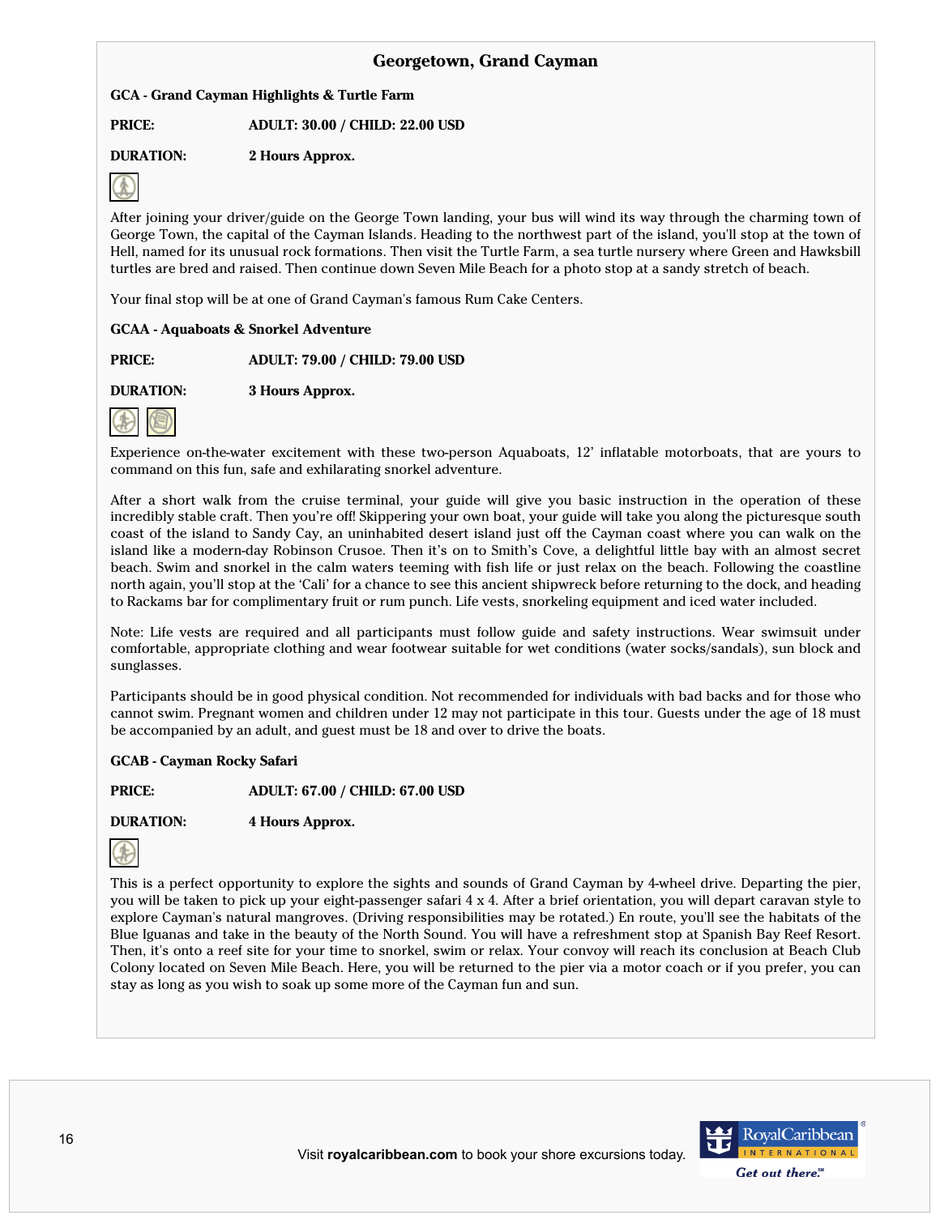## Georgetown, Grand Cayman

**GCA - Grand Cayman Highlights & Turtle Farm**

**PRICE:** **ADULT: 30.00 / CHILD: 22.00 USD**

**DURATION:** **2 Hours Approx.**

After joining your driver/guide on the George Town landing, your bus will wind its way through the charming town of George Town, the capital of the Cayman Islands. Heading to the northwest part of the island, you'll stop at the town of Hell, named for its unusual rock formations. Then visit the Turtle Farm, a sea turtle nursery where Green and Hawksbill turtles are bred and raised. Then continue down Seven Mile Beach for a photo stop at a sandy stretch of beach.

Your final stop will be at one of Grand Cayman's famous Rum Cake Centers.

**GCAA - Aquaboats & Snorkel Adventure**

**PRICE:** **ADULT: 79.00 / CHILD: 79.00 USD**

**DURATION:** **3 Hours Approx.**

Experience on-the-water excitement with these two-person Aquaboats, 12' inflatable motorboats, that are yours to command on this fun, safe and exhilarating snorkel adventure.

After a short walk from the cruise terminal, your guide will give you basic instruction in the operation of these incredibly stable craft. Then you're off! Skippering your own boat, your guide will take you along the picturesque south coast of the island to Sandy Cay, an uninhabited desert island just off the Cayman coast where you can walk on the island like a modern-day Robinson Crusoe. Then it's on to Smith's Cove, a delightful little bay with an almost secret beach. Swim and snorkel in the calm waters teeming with fish life or just relax on the beach. Following the coastline north again, you'll stop at the 'Cali' for a chance to see this ancient shipwreck before returning to the dock, and heading to Rackams bar for complimentary fruit or rum punch. Life vests, snorkeling equipment and iced water included.

Note: Life vests are required and all participants must follow guide and safety instructions. Wear swimsuit under comfortable, appropriate clothing and wear footwear suitable for wet conditions (water socks/sandals), sun block and sunglasses.

Participants should be in good physical condition. Not recommended for individuals with bad backs and for those who cannot swim. Pregnant women and children under 12 may not participate in this tour. Guests under the age of 18 must be accompanied by an adult, and guest must be 18 and over to drive the boats.

**GCAB - Cayman Rocky Safari**

**PRICE:** **ADULT: 67.00 / CHILD: 67.00 USD**

**DURATION:** **4 Hours Approx.**

This is a perfect opportunity to explore the sights and sounds of Grand Cayman by 4-wheel drive. Departing the pier, you will be taken to pick up your eight-passenger safari 4 x 4. After a brief orientation, you will depart caravan style to explore Cayman's natural mangroves. (Driving responsibilities may be rotated.) En route, you'll see the habitats of the Blue Iguanas and take in the beauty of the North Sound. You will have a refreshment stop at Spanish Bay Reef Resort. Then, it's onto a reef site for your time to snorkel, swim or relax. Your convoy will reach its conclusion at Beach Club Colony located on Seven Mile Beach. Here, you will be returned to the pier via a motor coach or if you prefer, you can stay as long as you wish to soak up some more of the Cayman fun and sun.

Visit **royalcaribbean.com** to book your shore excursions today.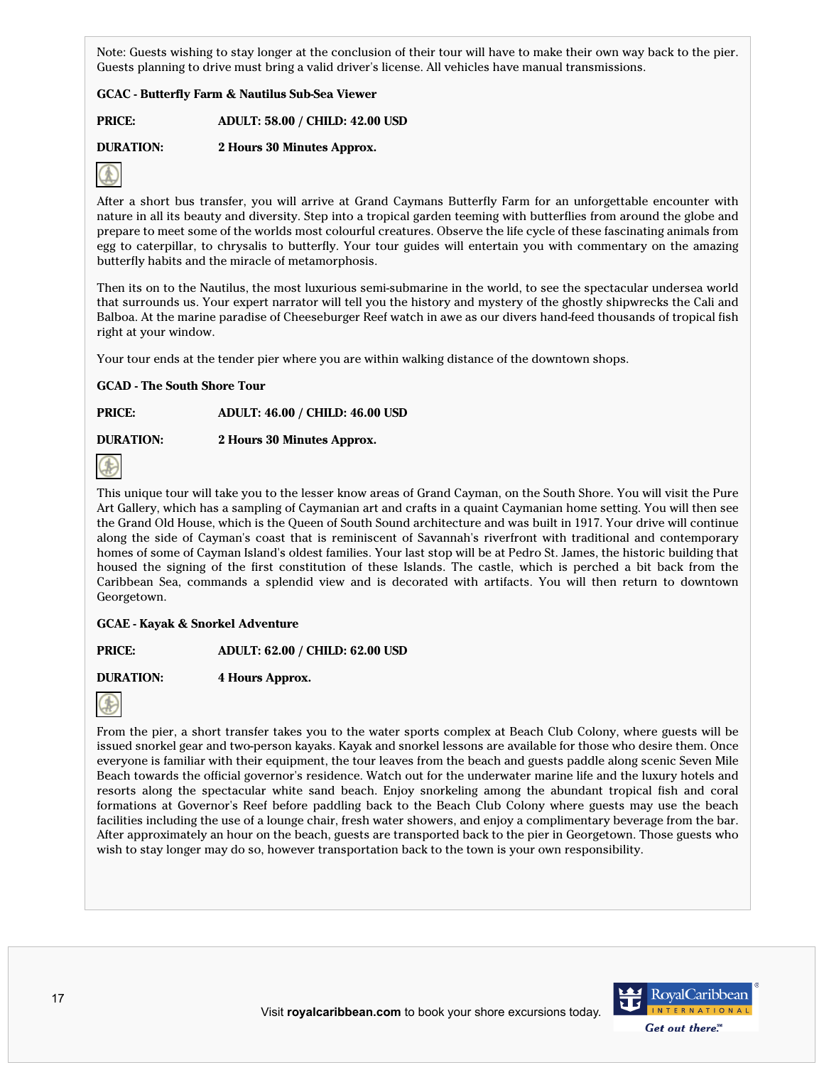Note: Guests wishing to stay longer at the conclusion of their tour will have to make their own way back to the pier. Guests planning to drive must bring a valid driver's license. All vehicles have manual transmissions.

**GCAC - Butterfly Farm & Nautilus Sub-Sea Viewer**

**PRICE:** **ADULT: 58.00 / CHILD: 42.00 USD**

**DURATION:** **2 Hours 30 Minutes Approx.**

After a short bus transfer, you will arrive at Grand Caymans Butterfly Farm for an unforgettable encounter with nature in all its beauty and diversity. Step into a tropical garden teeming with butterflies from around the globe and prepare to meet some of the worlds most colourful creatures. Observe the life cycle of these fascinating animals from egg to caterpillar, to chrysalis to butterfly. Your tour guides will entertain you with commentary on the amazing butterfly habits and the miracle of metamorphosis.

Then its on to the Nautilus, the most luxurious semi-submarine in the world, to see the spectacular undersea world that surrounds us. Your expert narrator will tell you the history and mystery of the ghostly shipwrecks the Cali and Balboa. At the marine paradise of Cheeseburger Reef watch in awe as our divers hand-feed thousands of tropical fish right at your window.

Your tour ends at the tender pier where you are within walking distance of the downtown shops.

**GCAD - The South Shore Tour**

**PRICE:** **ADULT: 46.00 / CHILD: 46.00 USD**

**DURATION:** **2 Hours 30 Minutes Approx.**

This unique tour will take you to the lesser know areas of Grand Cayman, on the South Shore. You will visit the Pure Art Gallery, which has a sampling of Caymanian art and crafts in a quaint Caymanian home setting. You will then see the Grand Old House, which is the Queen of South Sound architecture and was built in 1917. Your drive will continue along the side of Cayman's coast that is reminiscent of Savannah's riverfront with traditional and contemporary homes of some of Cayman Island's oldest families. Your last stop will be at Pedro St. James, the historic building that housed the signing of the first constitution of these Islands. The castle, which is perched a bit back from the Caribbean Sea, commands a splendid view and is decorated with artifacts. You will then return to downtown Georgetown.

**GCAE - Kayak & Snorkel Adventure**

**PRICE:** **ADULT: 62.00 / CHILD: 62.00 USD**

**DURATION:** **4 Hours Approx.**

From the pier, a short transfer takes you to the water sports complex at Beach Club Colony, where guests will be issued snorkel gear and two-person kayaks. Kayak and snorkel lessons are available for those who desire them. Once everyone is familiar with their equipment, the tour leaves from the beach and guests paddle along scenic Seven Mile Beach towards the official governor's residence. Watch out for the underwater marine life and the luxury hotels and resorts along the spectacular white sand beach. Enjoy snorkeling among the abundant tropical fish and coral formations at Governor's Reef before paddling back to the Beach Club Colony where guests may use the beach facilities including the use of a lounge chair, fresh water showers, and enjoy a complimentary beverage from the bar. After approximately an hour on the beach, guests are transported back to the pier in Georgetown. Those guests who wish to stay longer may do so, however transportation back to the town is your own responsibility.

Visit **royalcaribbean.com** to book your shore excursions today.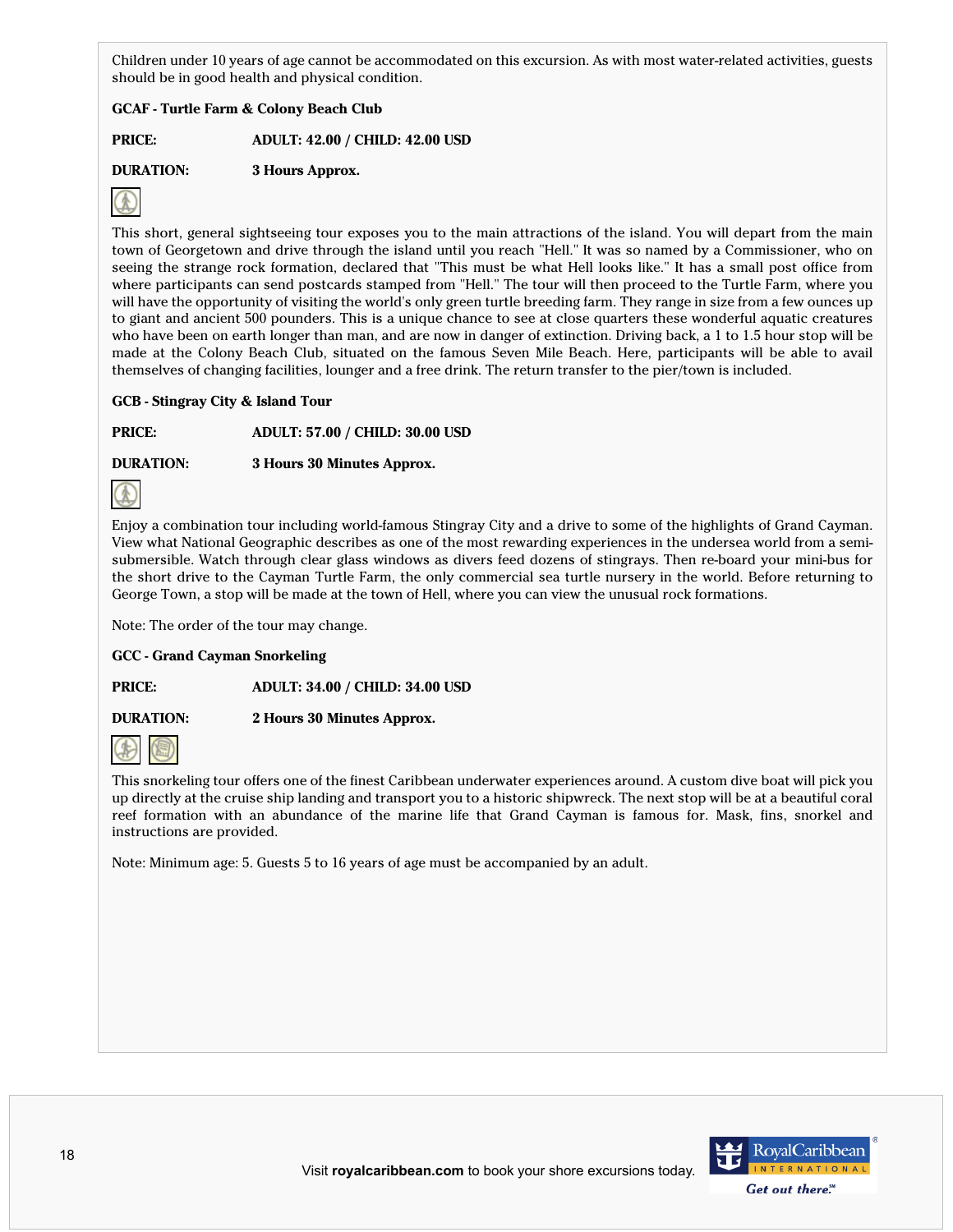Children under 10 years of age cannot be accommodated on this excursion. As with most water-related activities, guests should be in good health and physical condition.

**GCAF - Turtle Farm & Colony Beach Club**

**PRICE:** **ADULT: 42.00 / CHILD: 42.00 USD**

**DURATION:** **3 Hours Approx.**

This short, general sightseeing tour exposes you to the main attractions of the island. You will depart from the main town of Georgetown and drive through the island until you reach "Hell." It was so named by a Commissioner, who on seeing the strange rock formation, declared that "This must be what Hell looks like." It has a small post office from where participants can send postcards stamped from "Hell." The tour will then proceed to the Turtle Farm, where you will have the opportunity of visiting the world's only green turtle breeding farm. They range in size from a few ounces up to giant and ancient 500 pounders. This is a unique chance to see at close quarters these wonderful aquatic creatures who have been on earth longer than man, and are now in danger of extinction. Driving back, a 1 to 1.5 hour stop will be made at the Colony Beach Club, situated on the famous Seven Mile Beach. Here, participants will be able to avail themselves of changing facilities, lounger and a free drink. The return transfer to the pier/town is included.

**GCB - Stingray City & Island Tour**

**PRICE:** **ADULT: 57.00 / CHILD: 30.00 USD**

**DURATION:** **3 Hours 30 Minutes Approx.**

Enjoy a combination tour including world-famous Stingray City and a drive to some of the highlights of Grand Cayman. View what National Geographic describes as one of the most rewarding experiences in the undersea world from a semi-submersible. Watch through clear glass windows as divers feed dozens of stingrays. Then re-board your mini-bus for the short drive to the Cayman Turtle Farm, the only commercial sea turtle nursery in the world. Before returning to George Town, a stop will be made at the town of Hell, where you can view the unusual rock formations.

Note: The order of the tour may change.

**GCC - Grand Cayman Snorkeling**

**PRICE:** **ADULT: 34.00 / CHILD: 34.00 USD**

**DURATION:** **2 Hours 30 Minutes Approx.**

This snorkeling tour offers one of the finest Caribbean underwater experiences around. A custom dive boat will pick you up directly at the cruise ship landing and transport you to a historic shipwreck. The next stop will be at a beautiful coral reef formation with an abundance of the marine life that Grand Cayman is famous for. Mask, fins, snorkel and instructions are provided.

Note: Minimum age: 5. Guests 5 to 16 years of age must be accompanied by an adult.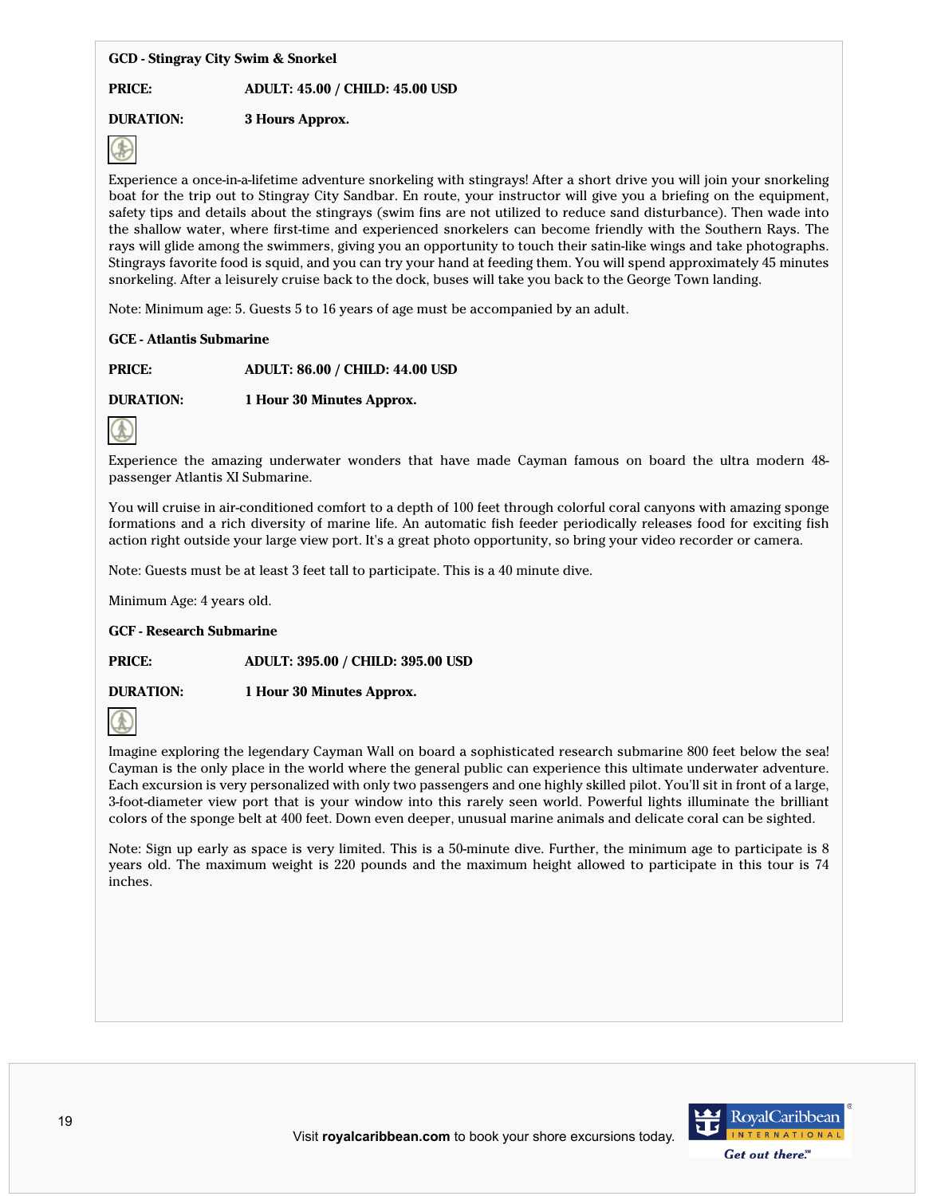**GCD - Stingray City Swim & Snorkel**

**PRICE:** **ADULT: 45.00 / CHILD: 45.00 USD**

**DURATION:** **3 Hours Approx.**

Experience a once-in-a-lifetime adventure snorkeling with stingrays! After a short drive you will join your snorkeling boat for the trip out to Stingray City Sandbar. En route, your instructor will give you a briefing on the equipment, safety tips and details about the stingrays (swim fins are not utilized to reduce sand disturbance). Then wade into the shallow water, where first-time and experienced snorkelers can become friendly with the Southern Rays. The rays will glide among the swimmers, giving you an opportunity to touch their satin-like wings and take photographs. Stingrays favorite food is squid, and you can try your hand at feeding them. You will spend approximately 45 minutes snorkeling. After a leisurely cruise back to the dock, buses will take you back to the George Town landing.

Note: Minimum age: 5. Guests 5 to 16 years of age must be accompanied by an adult.

**GCE - Atlantis Submarine**

**PRICE:** **ADULT: 86.00 / CHILD: 44.00 USD**

**DURATION:** **1 Hour 30 Minutes Approx.**

Experience the amazing underwater wonders that have made Cayman famous on board the ultra modern 48-passenger Atlantis XI Submarine.

You will cruise in air-conditioned comfort to a depth of 100 feet through colorful coral canyons with amazing sponge formations and a rich diversity of marine life. An automatic fish feeder periodically releases food for exciting fish action right outside your large view port. It's a great photo opportunity, so bring your video recorder or camera.

Note: Guests must be at least 3 feet tall to participate. This is a 40 minute dive.

Minimum Age: 4 years old.

**GCF - Research Submarine**

**PRICE:** **ADULT: 395.00 / CHILD: 395.00 USD**

**DURATION:** **1 Hour 30 Minutes Approx.**

Imagine exploring the legendary Cayman Wall on board a sophisticated research submarine 800 feet below the sea! Cayman is the only place in the world where the general public can experience this ultimate underwater adventure. Each excursion is very personalized with only two passengers and one highly skilled pilot. You'll sit in front of a large, 3-foot-diameter view port that is your window into this rarely seen world. Powerful lights illuminate the brilliant colors of the sponge belt at 400 feet. Down even deeper, unusual marine animals and delicate coral can be sighted.

Note: Sign up early as space is very limited. This is a 50-minute dive. Further, the minimum age to participate is 8 years old. The maximum weight is 220 pounds and the maximum height allowed to participate in this tour is 74 inches.

Visit **royalcaribbean.com** to book your shore excursions today.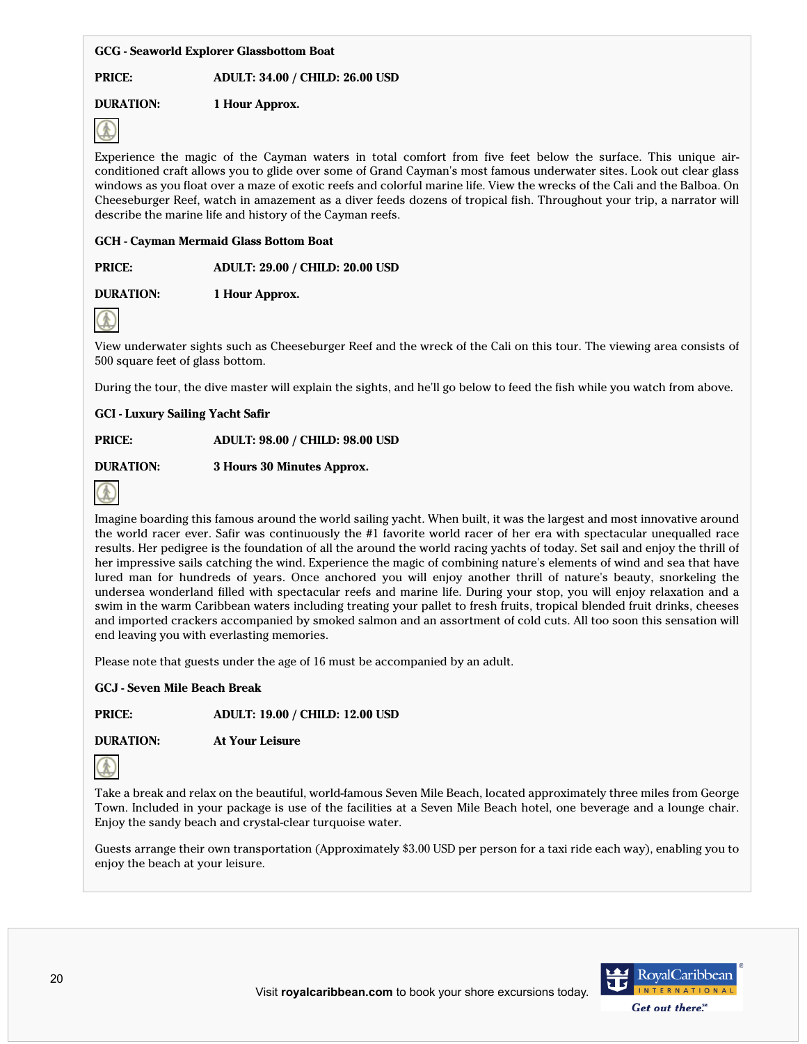**GCG - Seaworld Explorer Glassbottom Boat**

**PRICE:** **ADULT: 34.00 / CHILD: 26.00 USD**

**DURATION:** **1 Hour Approx.**

Experience the magic of the Cayman waters in total comfort from five feet below the surface. This unique air-conditioned craft allows you to glide over some of Grand Cayman's most famous underwater sites. Look out clear glass windows as you float over a maze of exotic reefs and colorful marine life. View the wrecks of the Cali and the Balboa. On Cheeseburger Reef, watch in amazement as a diver feeds dozens of tropical fish. Throughout your trip, a narrator will describe the marine life and history of the Cayman reefs.

**GCH - Cayman Mermaid Glass Bottom Boat**

**PRICE:** **ADULT: 29.00 / CHILD: 20.00 USD**

**DURATION:** **1 Hour Approx.**

View underwater sights such as Cheeseburger Reef and the wreck of the Cali on this tour. The viewing area consists of 500 square feet of glass bottom.

During the tour, the dive master will explain the sights, and he'll go below to feed the fish while you watch from above.

**GCI - Luxury Sailing Yacht Safir**

**PRICE:** **ADULT: 98.00 / CHILD: 98.00 USD**

**DURATION:** **3 Hours 30 Minutes Approx.**

Imagine boarding this famous around the world sailing yacht. When built, it was the largest and most innovative around the world racer ever. Safir was continuously the #1 favorite world racer of her era with spectacular unequalled race results. Her pedigree is the foundation of all the around the world racing yachts of today. Set sail and enjoy the thrill of her impressive sails catching the wind. Experience the magic of combining nature's elements of wind and sea that have lured man for hundreds of years. Once anchored you will enjoy another thrill of nature's beauty, snorkeling the undersea wonderland filled with spectacular reefs and marine life. During your stop, you will enjoy relaxation and a swim in the warm Caribbean waters including treating your pallet to fresh fruits, tropical blended fruit drinks, cheeses and imported crackers accompanied by smoked salmon and an assortment of cold cuts. All too soon this sensation will end leaving you with everlasting memories.

Please note that guests under the age of 16 must be accompanied by an adult.

**GCJ - Seven Mile Beach Break**

**PRICE:** **ADULT: 19.00 / CHILD: 12.00 USD**

**DURATION:** **At Your Leisure**

Take a break and relax on the beautiful, world-famous Seven Mile Beach, located approximately three miles from George Town. Included in your package is use of the facilities at a Seven Mile Beach hotel, one beverage and a lounge chair. Enjoy the sandy beach and crystal-clear turquoise water.

Guests arrange their own transportation (Approximately $3.00 USD per person for a taxi ride each way), enabling you to enjoy the beach at your leisure.

Visit **royalcaribbean.com** to book your shore excursions today.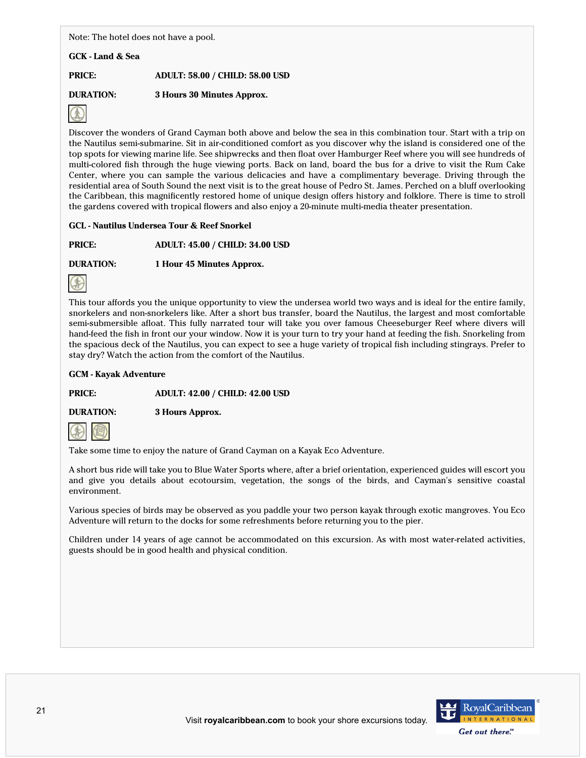Note: The hotel does not have a pool.

**GCK - Land & Sea**

**PRICE:** **ADULT: 58.00 / CHILD: 58.00 USD**

**DURATION:** **3 Hours 30 Minutes Approx.**

Discover the wonders of Grand Cayman both above and below the sea in this combination tour. Start with a trip on the Nautilus semi-submarine. Sit in air-conditioned comfort as you discover why the island is considered one of the top spots for viewing marine life. See shipwrecks and then float over Hamburger Reef where you will see hundreds of multi-colored fish through the huge viewing ports. Back on land, board the bus for a drive to visit the Rum Cake Center, where you can sample the various delicacies and have a complimentary beverage. Driving through the residential area of South Sound the next visit is to the great house of Pedro St. James. Perched on a bluff overlooking the Caribbean, this magnificently restored home of unique design offers history and folklore. There is time to stroll the gardens covered with tropical flowers and also enjoy a 20-minute multi-media theater presentation.

**GCL - Nautilus Undersea Tour & Reef Snorkel**

**PRICE:** **ADULT: 45.00 / CHILD: 34.00 USD**

**DURATION:** **1 Hour 45 Minutes Approx.**

This tour affords you the unique opportunity to view the undersea world two ways and is ideal for the entire family, snorkelers and non-snorkelers like. After a short bus transfer, board the Nautilus, the largest and most comfortable semi-submersible afloat. This fully narrated tour will take you over famous Cheeseburger Reef where divers will hand-feed the fish in front our your window. Now it is your turn to try your hand at feeding the fish. Snorkeling from the spacious deck of the Nautilus, you can expect to see a huge variety of tropical fish including stingrays. Prefer to stay dry? Watch the action from the comfort of the Nautilus.

**GCM - Kayak Adventure**

**PRICE:** **ADULT: 42.00 / CHILD: 42.00 USD**

**DURATION:** **3 Hours Approx.**

Take some time to enjoy the nature of Grand Cayman on a Kayak Eco Adventure.

A short bus ride will take you to Blue Water Sports where, after a brief orientation, experienced guides will escort you and give you details about ecotoursim, vegetation, the songs of the birds, and Cayman's sensitive coastal environment.

Various species of birds may be observed as you paddle your two person kayak through exotic mangroves. You Eco Adventure will return to the docks for some refreshments before returning you to the pier.

Children under 14 years of age cannot be accommodated on this excursion. As with most water-related activities, guests should be in good health and physical condition.

Visit **royalcaribbean.com** to book your shore excursions today.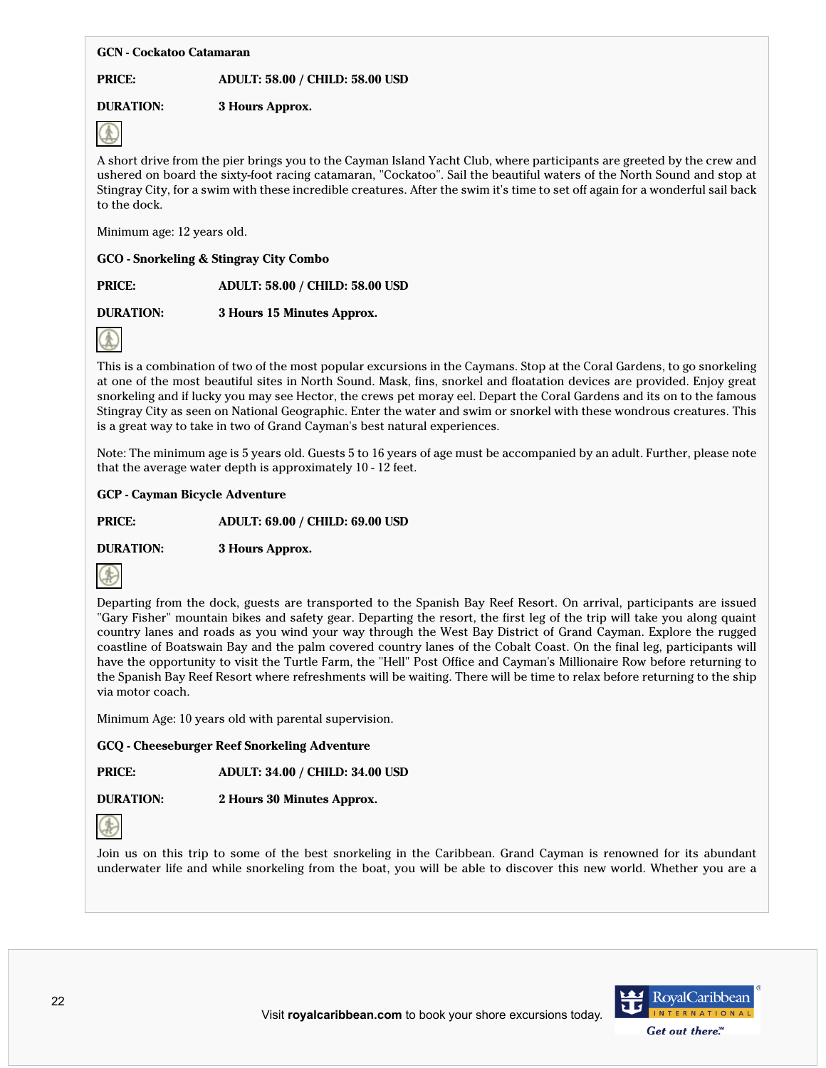**GCN - Cockatoo Catamaran**

**PRICE:** **ADULT: 58.00 / CHILD: 58.00 USD**

**DURATION:** **3 Hours Approx.**

A short drive from the pier brings you to the Cayman Island Yacht Club, where participants are greeted by the crew and ushered on board the sixty-foot racing catamaran, "Cockatoo". Sail the beautiful waters of the North Sound and stop at Stingray City, for a swim with these incredible creatures. After the swim it's time to set off again for a wonderful sail back to the dock.

Minimum age: 12 years old.

**GCO - Snorkeling & Stingray City Combo**

**PRICE:** **ADULT: 58.00 / CHILD: 58.00 USD**

**DURATION:** **3 Hours 15 Minutes Approx.**

This is a combination of two of the most popular excursions in the Caymans. Stop at the Coral Gardens, to go snorkeling at one of the most beautiful sites in North Sound. Mask, fins, snorkel and floatation devices are provided. Enjoy great snorkeling and if lucky you may see Hector, the crews pet moray eel. Depart the Coral Gardens and its on to the famous Stingray City as seen on National Geographic. Enter the water and swim or snorkel with these wondrous creatures. This is a great way to take in two of Grand Cayman's best natural experiences.

Note: The minimum age is 5 years old. Guests 5 to 16 years of age must be accompanied by an adult. Further, please note that the average water depth is approximately 10 - 12 feet.

**GCP - Cayman Bicycle Adventure**

**PRICE:** **ADULT: 69.00 / CHILD: 69.00 USD**

**DURATION:** **3 Hours Approx.**

Departing from the dock, guests are transported to the Spanish Bay Reef Resort. On arrival, participants are issued "Gary Fisher" mountain bikes and safety gear. Departing the resort, the first leg of the trip will take you along quaint country lanes and roads as you wind your way through the West Bay District of Grand Cayman. Explore the rugged coastline of Boatswain Bay and the palm covered country lanes of the Cobalt Coast. On the final leg, participants will have the opportunity to visit the Turtle Farm, the "Hell" Post Office and Cayman's Millionaire Row before returning to the Spanish Bay Reef Resort where refreshments will be waiting. There will be time to relax before returning to the ship via motor coach.

Minimum Age: 10 years old with parental supervision.

**GCQ - Cheeseburger Reef Snorkeling Adventure**

**PRICE:** **ADULT: 34.00 / CHILD: 34.00 USD**

**DURATION:** **2 Hours 30 Minutes Approx.**

Join us on this trip to some of the best snorkeling in the Caribbean. Grand Cayman is renowned for its abundant underwater life and while snorkeling from the boat, you will be able to discover this new world. Whether you are a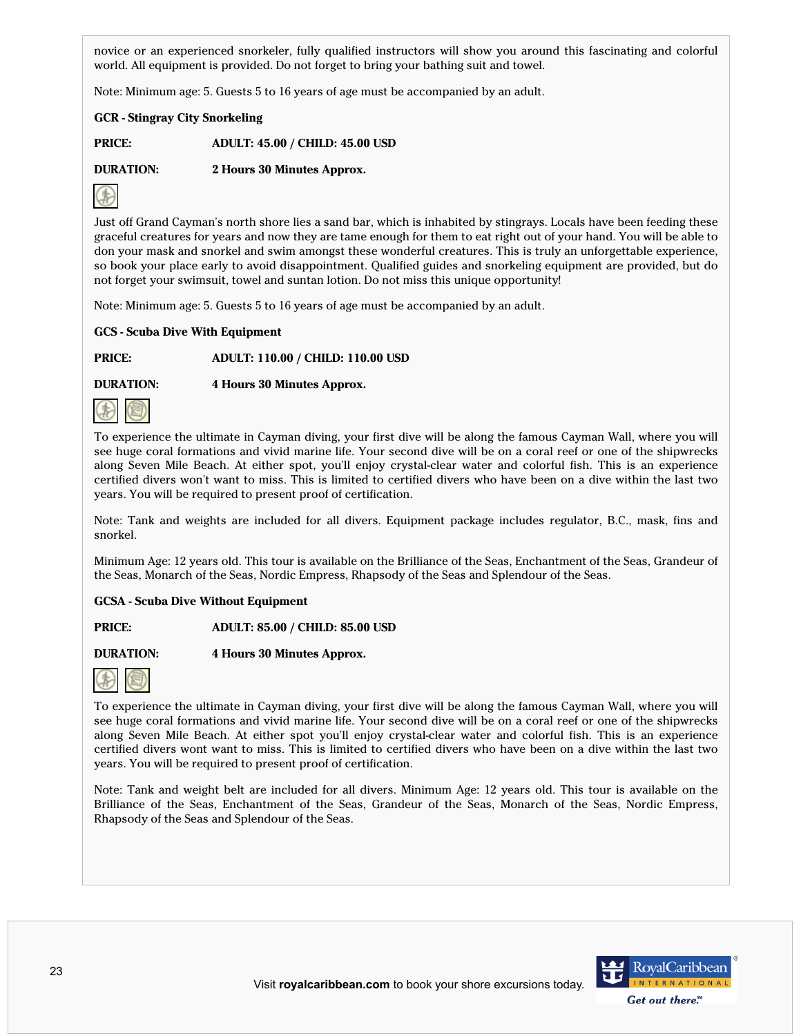novice or an experienced snorkeler, fully qualified instructors will show you around this fascinating and colorful world. All equipment is provided. Do not forget to bring your bathing suit and towel.

Note: Minimum age: 5. Guests 5 to 16 years of age must be accompanied by an adult.

**GCR - Stingray City Snorkeling**

**PRICE:** **ADULT: 45.00 / CHILD: 45.00 USD**

**DURATION:** **2 Hours 30 Minutes Approx.**

Just off Grand Cayman's north shore lies a sand bar, which is inhabited by stingrays. Locals have been feeding these graceful creatures for years and now they are tame enough for them to eat right out of your hand. You will be able to don your mask and snorkel and swim amongst these wonderful creatures. This is truly an unforgettable experience, so book your place early to avoid disappointment. Qualified guides and snorkeling equipment are provided, but do not forget your swimsuit, towel and suntan lotion. Do not miss this unique opportunity!

Note: Minimum age: 5. Guests 5 to 16 years of age must be accompanied by an adult.

**GCS - Scuba Dive With Equipment**

**PRICE:** **ADULT: 110.00 / CHILD: 110.00 USD**

**DURATION:** **4 Hours 30 Minutes Approx.**

To experience the ultimate in Cayman diving, your first dive will be along the famous Cayman Wall, where you will see huge coral formations and vivid marine life. Your second dive will be on a coral reef or one of the shipwrecks along Seven Mile Beach. At either spot, you'll enjoy crystal-clear water and colorful fish. This is an experience certified divers won't want to miss. This is limited to certified divers who have been on a dive within the last two years. You will be required to present proof of certification.

Note: Tank and weights are included for all divers. Equipment package includes regulator, B.C., mask, fins and snorkel.

Minimum Age: 12 years old. This tour is available on the Brilliance of the Seas, Enchantment of the Seas, Grandeur of the Seas, Monarch of the Seas, Nordic Empress, Rhapsody of the Seas and Splendour of the Seas.

**GCSA - Scuba Dive Without Equipment**

**PRICE:** **ADULT: 85.00 / CHILD: 85.00 USD**

**DURATION:** **4 Hours 30 Minutes Approx.**

To experience the ultimate in Cayman diving, your first dive will be along the famous Cayman Wall, where you will see huge coral formations and vivid marine life. Your second dive will be on a coral reef or one of the shipwrecks along Seven Mile Beach. At either spot you'll enjoy crystal-clear water and colorful fish. This is an experience certified divers wont want to miss. This is limited to certified divers who have been on a dive within the last two years. You will be required to present proof of certification.

Note: Tank and weight belt are included for all divers. Minimum Age: 12 years old. This tour is available on the Brilliance of the Seas, Enchantment of the Seas, Grandeur of the Seas, Monarch of the Seas, Nordic Empress, Rhapsody of the Seas and Splendour of the Seas.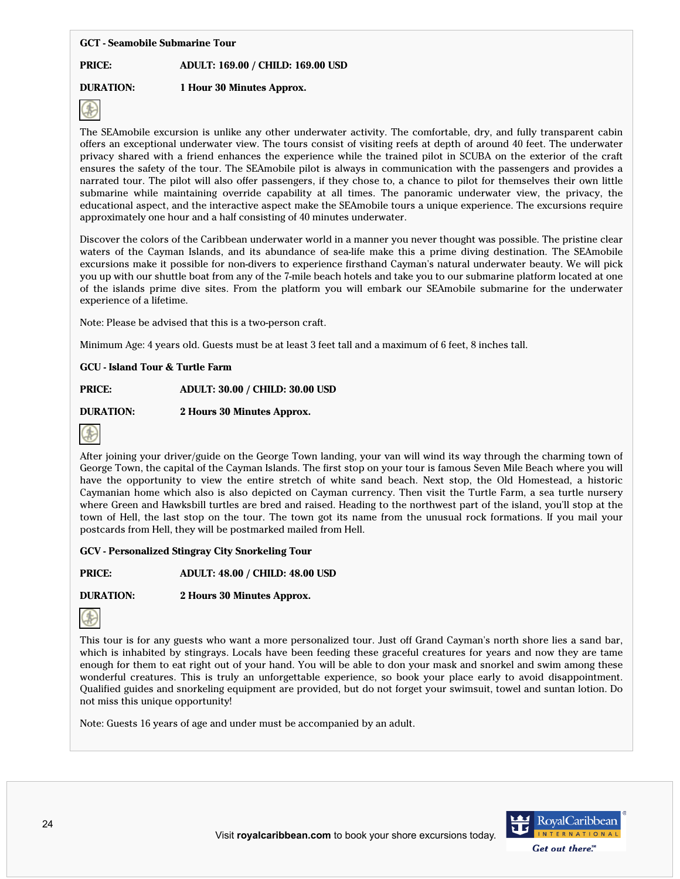**GCT - Seamobile Submarine Tour**

**PRICE:** **ADULT: 169.00 / CHILD: 169.00 USD**

**DURATION:** **1 Hour 30 Minutes Approx.**

The SEAmobile excursion is unlike any other underwater activity. The comfortable, dry, and fully transparent cabin offers an exceptional underwater view. The tours consist of visiting reefs at depth of around 40 feet. The underwater privacy shared with a friend enhances the experience while the trained pilot in SCUBA on the exterior of the craft ensures the safety of the tour. The SEAmobile pilot is always in communication with the passengers and provides a narrated tour. The pilot will also offer passengers, if they chose to, a chance to pilot for themselves their own little submarine while maintaining override capability at all times. The panoramic underwater view, the privacy, the educational aspect, and the interactive aspect make the SEAmobile tours a unique experience. The excursions require approximately one hour and a half consisting of 40 minutes underwater.

Discover the colors of the Caribbean underwater world in a manner you never thought was possible. The pristine clear waters of the Cayman Islands, and its abundance of sea-life make this a prime diving destination. The SEAmobile excursions make it possible for non-divers to experience firsthand Cayman's natural underwater beauty. We will pick you up with our shuttle boat from any of the 7-mile beach hotels and take you to our submarine platform located at one of the islands prime dive sites. From the platform you will embark our SEAmobile submarine for the underwater experience of a lifetime.

Note: Please be advised that this is a two-person craft.

Minimum Age: 4 years old. Guests must be at least 3 feet tall and a maximum of 6 feet, 8 inches tall.

**GCU - Island Tour & Turtle Farm**

**PRICE:** **ADULT: 30.00 / CHILD: 30.00 USD**

**DURATION:** **2 Hours 30 Minutes Approx.**

After joining your driver/guide on the George Town landing, your van will wind its way through the charming town of George Town, the capital of the Cayman Islands. The first stop on your tour is famous Seven Mile Beach where you will have the opportunity to view the entire stretch of white sand beach. Next stop, the Old Homestead, a historic Caymanian home which also is also depicted on Cayman currency. Then visit the Turtle Farm, a sea turtle nursery where Green and Hawksbill turtles are bred and raised. Heading to the northwest part of the island, you'll stop at the town of Hell, the last stop on the tour. The town got its name from the unusual rock formations. If you mail your postcards from Hell, they will be postmarked mailed from Hell.

**GCV - Personalized Stingray City Snorkeling Tour**

**PRICE:** **ADULT: 48.00 / CHILD: 48.00 USD**

**DURATION:** **2 Hours 30 Minutes Approx.**

This tour is for any guests who want a more personalized tour. Just off Grand Cayman's north shore lies a sand bar, which is inhabited by stingrays. Locals have been feeding these graceful creatures for years and now they are tame enough for them to eat right out of your hand. You will be able to don your mask and snorkel and swim among these wonderful creatures. This is truly an unforgettable experience, so book your place early to avoid disappointment. Qualified guides and snorkeling equipment are provided, but do not forget your swimsuit, towel and suntan lotion. Do not miss this unique opportunity!

Note: Guests 16 years of age and under must be accompanied by an adult.

Visit **royalcaribbean.com** to book your shore excursions today.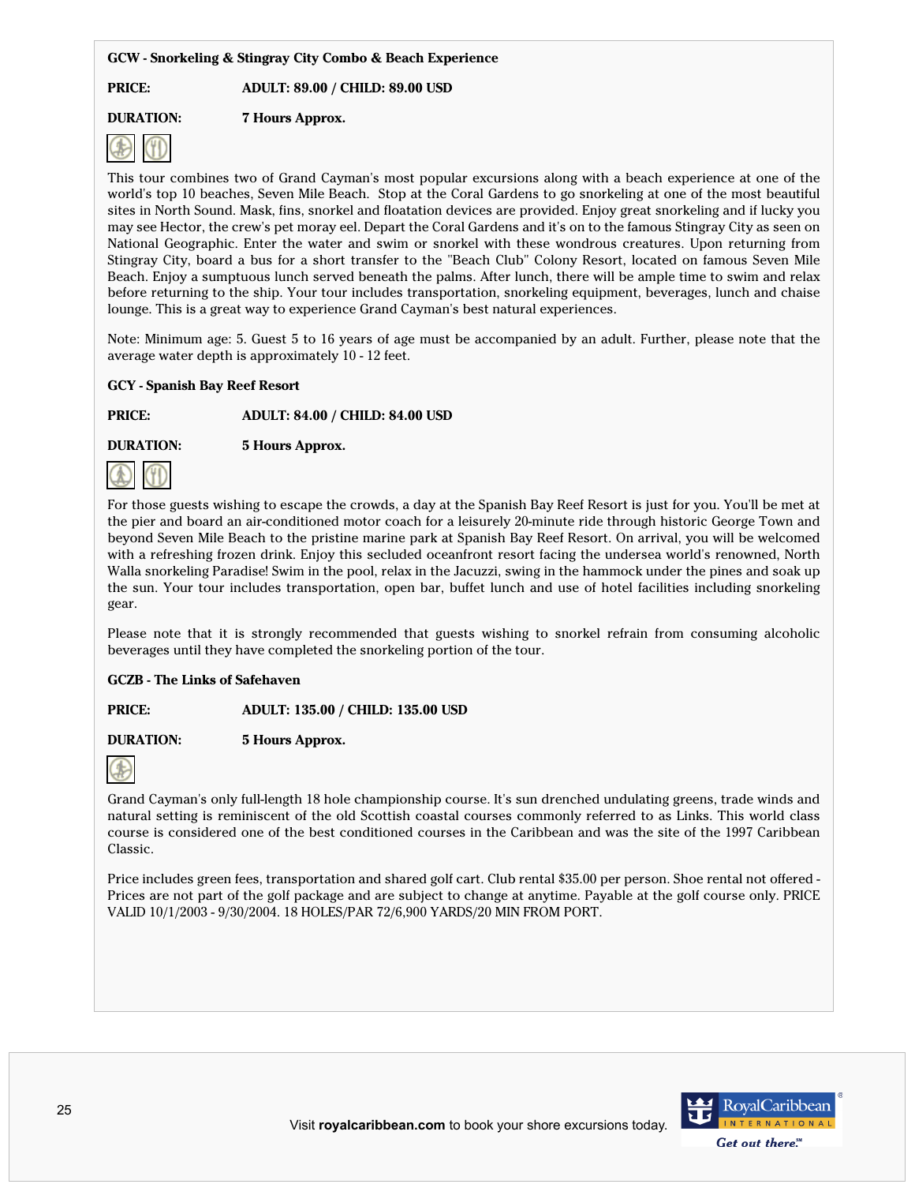**GCW - Snorkeling & Stingray City Combo & Beach Experience**

**PRICE:** ADULT: 89.00 / CHILD: 89.00 USD

**DURATION:** 7 Hours Approx.

This tour combines two of Grand Cayman's most popular excursions along with a beach experience at one of the world's top 10 beaches, Seven Mile Beach. Stop at the Coral Gardens to go snorkeling at one of the most beautiful sites in North Sound. Mask, fins, snorkel and floatation devices are provided. Enjoy great snorkeling and if lucky you may see Hector, the crew's pet moray eel. Depart the Coral Gardens and it's on to the famous Stingray City as seen on National Geographic. Enter the water and swim or snorkel with these wondrous creatures. Upon returning from Stingray City, board a bus for a short transfer to the "Beach Club" Colony Resort, located on famous Seven Mile Beach. Enjoy a sumptuous lunch served beneath the palms. After lunch, there will be ample time to swim and relax before returning to the ship. Your tour includes transportation, snorkeling equipment, beverages, lunch and chaise lounge. This is a great way to experience Grand Cayman's best natural experiences.

Note: Minimum age: 5. Guest 5 to 16 years of age must be accompanied by an adult. Further, please note that the average water depth is approximately 10 - 12 feet.

**GCY - Spanish Bay Reef Resort**

**PRICE:** ADULT: 84.00 / CHILD: 84.00 USD

**DURATION:** 5 Hours Approx.

For those guests wishing to escape the crowds, a day at the Spanish Bay Reef Resort is just for you. You'll be met at the pier and board an air-conditioned motor coach for a leisurely 20-minute ride through historic George Town and beyond Seven Mile Beach to the pristine marine park at Spanish Bay Reef Resort. On arrival, you will be welcomed with a refreshing frozen drink. Enjoy this secluded oceanfront resort facing the undersea world's renowned, North Walla snorkeling Paradise! Swim in the pool, relax in the Jacuzzi, swing in the hammock under the pines and soak up the sun. Your tour includes transportation, open bar, buffet lunch and use of hotel facilities including snorkeling gear.

Please note that it is strongly recommended that guests wishing to snorkel refrain from consuming alcoholic beverages until they have completed the snorkeling portion of the tour.

**GCZB - The Links of Safehaven**

**PRICE:** ADULT: 135.00 / CHILD: 135.00 USD

**DURATION:** 5 Hours Approx.

Grand Cayman's only full-length 18 hole championship course. It's sun drenched undulating greens, trade winds and natural setting is reminiscent of the old Scottish coastal courses commonly referred to as Links. This world class course is considered one of the best conditioned courses in the Caribbean and was the site of the 1997 Caribbean Classic.

Price includes green fees, transportation and shared golf cart. Club rental $35.00 per person. Shoe rental not offered - Prices are not part of the golf package and are subject to change at anytime. Payable at the golf course only. PRICE VALID 10/1/2003 - 9/30/2004. 18 HOLES/PAR 72/6,900 YARDS/20 MIN FROM PORT.

Visit **royalcaribbean.com** to book your shore excursions today.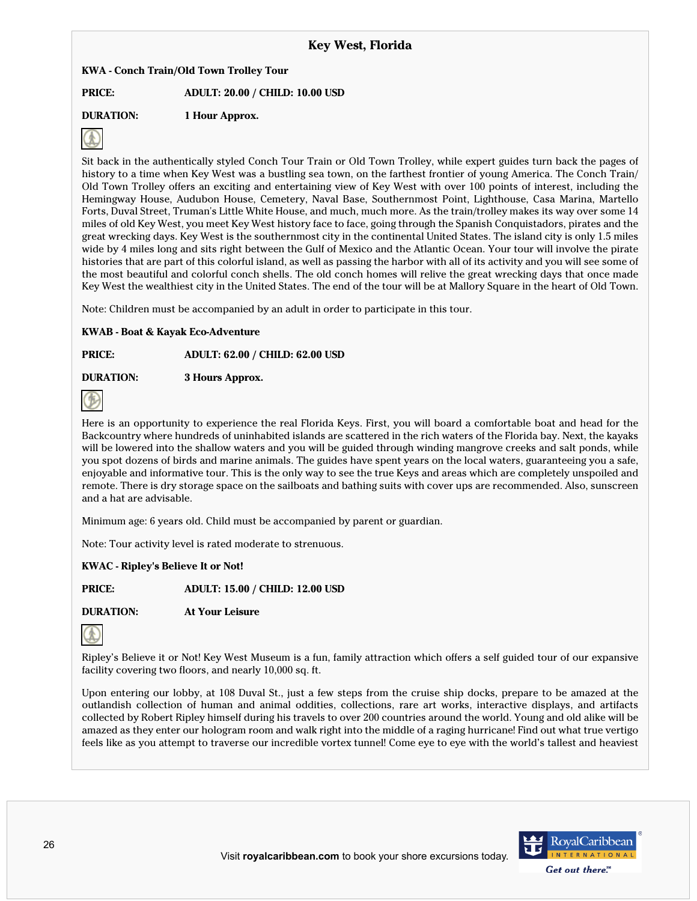# Key West, Florida

**KWA - Conch Train/Old Town Trolley Tour**

**PRICE:** **ADULT: 20.00 / CHILD: 10.00 USD**

**DURATION:** **1 Hour Approx.**

Sit back in the authentically styled Conch Tour Train or Old Town Trolley, while expert guides turn back the pages of history to a time when Key West was a bustling sea town, on the farthest frontier of young America. The Conch Train/ Old Town Trolley offers an exciting and entertaining view of Key West with over 100 points of interest, including the Hemingway House, Audubon House, Cemetery, Naval Base, Southernmost Point, Lighthouse, Casa Marina, Martello Forts, Duval Street, Truman's Little White House, and much, much more. As the train/trolley makes its way over some 14 miles of old Key West, you meet Key West history face to face, going through the Spanish Conquistadors, pirates and the great wrecking days. Key West is the southernmost city in the continental United States. The island city is only 1.5 miles wide by 4 miles long and sits right between the Gulf of Mexico and the Atlantic Ocean. Your tour will involve the pirate histories that are part of this colorful island, as well as passing the harbor with all of its activity and you will see some of the most beautiful and colorful conch shells. The old conch homes will relive the great wrecking days that once made Key West the wealthiest city in the United States. The end of the tour will be at Mallory Square in the heart of Old Town.

Note: Children must be accompanied by an adult in order to participate in this tour.

**KWAB - Boat & Kayak Eco-Adventure**

**PRICE:** **ADULT: 62.00 / CHILD: 62.00 USD**

**DURATION:** **3 Hours Approx.**

Here is an opportunity to experience the real Florida Keys. First, you will board a comfortable boat and head for the Backcountry where hundreds of uninhabited islands are scattered in the rich waters of the Florida bay. Next, the kayaks will be lowered into the shallow waters and you will be guided through winding mangrove creeks and salt ponds, while you spot dozens of birds and marine animals. The guides have spent years on the local waters, guaranteeing you a safe, enjoyable and informative tour. This is the only way to see the true Keys and areas which are completely unspoiled and remote. There is dry storage space on the sailboats and bathing suits with cover ups are recommended. Also, sunscreen and a hat are advisable.

Minimum age: 6 years old. Child must be accompanied by parent or guardian.

Note: Tour activity level is rated moderate to strenuous.

**KWAC - Ripley's Believe It or Not!**

**PRICE:** **ADULT: 15.00 / CHILD: 12.00 USD**

**DURATION:** **At Your Leisure**

Ripley's Believe it or Not! Key West Museum is a fun, family attraction which offers a self guided tour of our expansive facility covering two floors, and nearly 10,000 sq. ft.

Upon entering our lobby, at 108 Duval St., just a few steps from the cruise ship docks, prepare to be amazed at the outlandish collection of human and animal oddities, collections, rare art works, interactive displays, and artifacts collected by Robert Ripley himself during his travels to over 200 countries around the world. Young and old alike will be amazed as they enter our hologram room and walk right into the middle of a raging hurricane! Find out what true vertigo feels like as you attempt to traverse our incredible vortex tunnel! Come eye to eye with the world's tallest and heaviest

Visit **royalcaribbean.com** to book your shore excursions today.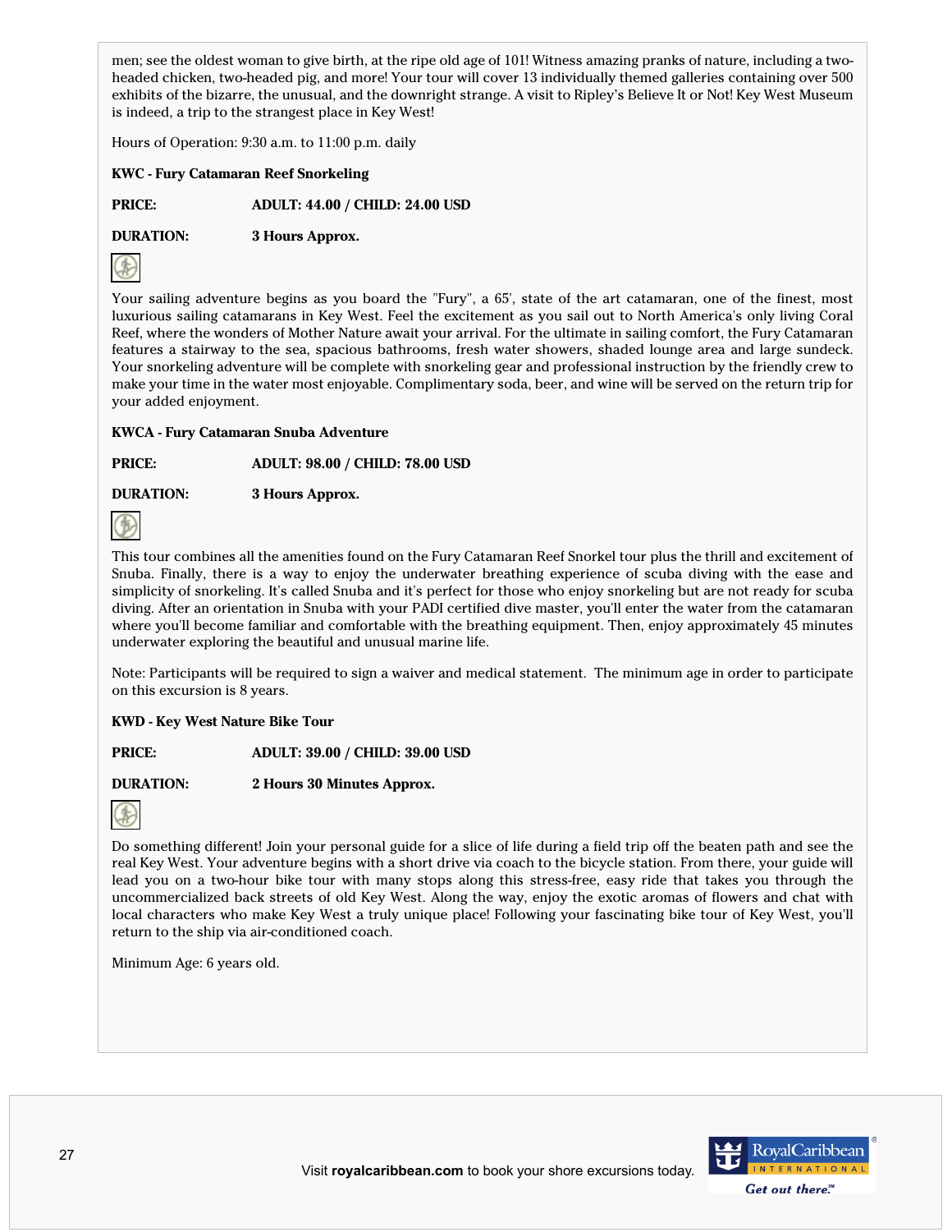men; see the oldest woman to give birth, at the ripe old age of 101! Witness amazing pranks of nature, including a two-headed chicken, two-headed pig, and more! Your tour will cover 13 individually themed galleries containing over 500 exhibits of the bizarre, the unusual, and the downright strange. A visit to Ripley's Believe It or Not! Key West Museum is indeed, a trip to the strangest place in Key West!

Hours of Operation: 9:30 a.m. to 11:00 p.m. daily

**KWC - Fury Catamaran Reef Snorkeling**

**PRICE:** **ADULT: 44.00 / CHILD: 24.00 USD**

**DURATION:** **3 Hours Approx.**

Your sailing adventure begins as you board the "Fury", a 65', state of the art catamaran, one of the finest, most luxurious sailing catamarans in Key West. Feel the excitement as you sail out to North America's only living Coral Reef, where the wonders of Mother Nature await your arrival. For the ultimate in sailing comfort, the Fury Catamaran features a stairway to the sea, spacious bathrooms, fresh water showers, shaded lounge area and large sundeck. Your snorkeling adventure will be complete with snorkeling gear and professional instruction by the friendly crew to make your time in the water most enjoyable. Complimentary soda, beer, and wine will be served on the return trip for your added enjoyment.

**KWCA - Fury Catamaran Snuba Adventure**

**PRICE:** **ADULT: 98.00 / CHILD: 78.00 USD**

**DURATION:** **3 Hours Approx.**

This tour combines all the amenities found on the Fury Catamaran Reef Snorkel tour plus the thrill and excitement of Snuba. Finally, there is a way to enjoy the underwater breathing experience of scuba diving with the ease and simplicity of snorkeling. It's called Snuba and it's perfect for those who enjoy snorkeling but are not ready for scuba diving. After an orientation in Snuba with your PADI certified dive master, you'll enter the water from the catamaran where you'll become familiar and comfortable with the breathing equipment. Then, enjoy approximately 45 minutes underwater exploring the beautiful and unusual marine life.

Note: Participants will be required to sign a waiver and medical statement. The minimum age in order to participate on this excursion is 8 years.

**KWD - Key West Nature Bike Tour**

**PRICE:** **ADULT: 39.00 / CHILD: 39.00 USD**

**DURATION:** **2 Hours 30 Minutes Approx.**

Do something different! Join your personal guide for a slice of life during a field trip off the beaten path and see the real Key West. Your adventure begins with a short drive via coach to the bicycle station. From there, your guide will lead you on a two-hour bike tour with many stops along this stress-free, easy ride that takes you through the uncommercialized back streets of old Key West. Along the way, enjoy the exotic aromas of flowers and chat with local characters who make Key West a truly unique place! Following your fascinating bike tour of Key West, you'll return to the ship via air-conditioned coach.

Minimum Age: 6 years old.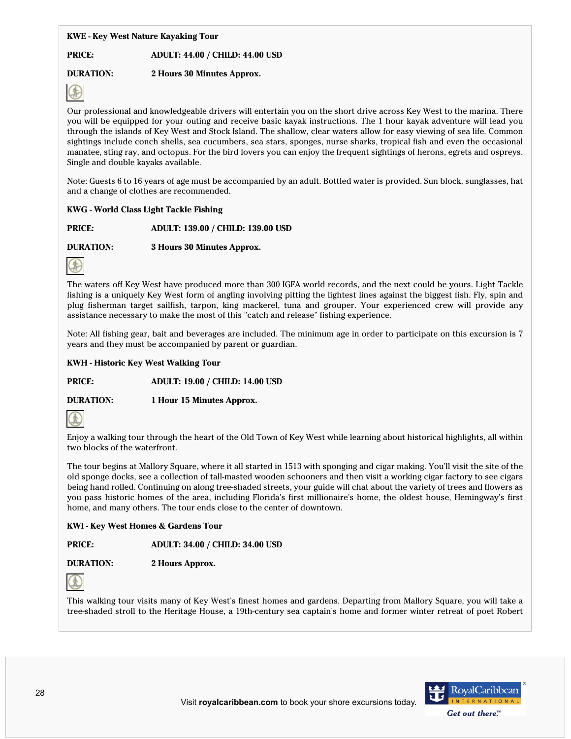**KWE - Key West Nature Kayaking Tour**

**PRICE:** ADULT: 44.00 / CHILD: 44.00 USD

**DURATION:** 2 Hours 30 Minutes Approx.

Our professional and knowledgeable drivers will entertain you on the short drive across Key West to the marina. There you will be equipped for your outing and receive basic kayak instructions. The 1 hour kayak adventure will lead you through the islands of Key West and Stock Island. The shallow, clear waters allow for easy viewing of sea life. Common sightings include conch shells, sea cucumbers, sea stars, sponges, nurse sharks, tropical fish and even the occasional manatee, sting ray, and octopus. For the bird lovers you can enjoy the frequent sightings of herons, egrets and ospreys. Single and double kayaks available.

Note: Guests 6 to 16 years of age must be accompanied by an adult. Bottled water is provided. Sun block, sunglasses, hat and a change of clothes are recommended.

**KWG - World Class Light Tackle Fishing**

**PRICE:** ADULT: 139.00 / CHILD: 139.00 USD

**DURATION:** 3 Hours 30 Minutes Approx.

The waters off Key West have produced more than 300 IGFA world records, and the next could be yours. Light Tackle fishing is a uniquely Key West form of angling involving pitting the lightest lines against the biggest fish. Fly, spin and plug fisherman target sailfish, tarpon, king mackerel, tuna and grouper. Your experienced crew will provide any assistance necessary to make the most of this "catch and release" fishing experience.

Note: All fishing gear, bait and beverages are included. The minimum age in order to participate on this excursion is 7 years and they must be accompanied by parent or guardian.

**KWH - Historic Key West Walking Tour**

**PRICE:** ADULT: 19.00 / CHILD: 14.00 USD

**DURATION:** 1 Hour 15 Minutes Approx.

Enjoy a walking tour through the heart of the Old Town of Key West while learning about historical highlights, all within two blocks of the waterfront.

The tour begins at Mallory Square, where it all started in 1513 with sponging and cigar making. You'll visit the site of the old sponge docks, see a collection of tall-masted wooden schooners and then visit a working cigar factory to see cigars being hand rolled. Continuing on along tree-shaded streets, your guide will chat about the variety of trees and flowers as you pass historic homes of the area, including Florida's first millionaire's home, the oldest house, Hemingway's first home, and many others. The tour ends close to the center of downtown.

**KWI - Key West Homes & Gardens Tour**

**PRICE:** ADULT: 34.00 / CHILD: 34.00 USD

**DURATION:** 2 Hours Approx.

This walking tour visits many of Key West's finest homes and gardens. Departing from Mallory Square, you will take a tree-shaded stroll to the Heritage House, a 19th-century sea captain's home and former winter retreat of poet Robert

Visit **royalcaribbean.com** to book your shore excursions today.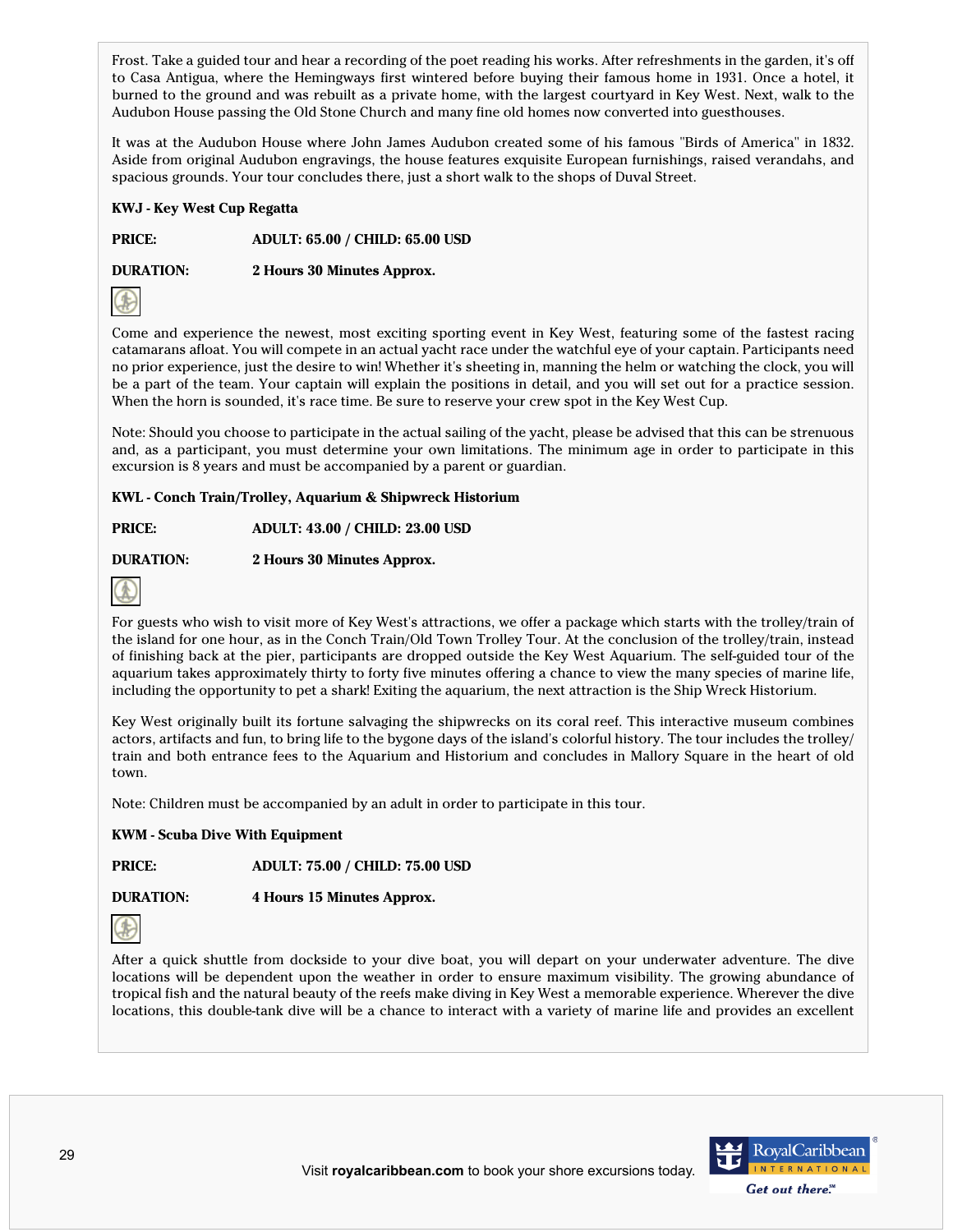Frost. Take a guided tour and hear a recording of the poet reading his works. After refreshments in the garden, it's off to Casa Antigua, where the Hemingways first wintered before buying their famous home in 1931. Once a hotel, it burned to the ground and was rebuilt as a private home, with the largest courtyard in Key West. Next, walk to the Audubon House passing the Old Stone Church and many fine old homes now converted into guesthouses.

It was at the Audubon House where John James Audubon created some of his famous "Birds of America" in 1832. Aside from original Audubon engravings, the house features exquisite European furnishings, raised verandahs, and spacious grounds. Your tour concludes there, just a short walk to the shops of Duval Street.

**KWJ - Key West Cup Regatta**

**PRICE:** **ADULT: 65.00 / CHILD: 65.00 USD**

**DURATION:** **2 Hours 30 Minutes Approx.**

Come and experience the newest, most exciting sporting event in Key West, featuring some of the fastest racing catamarans afloat. You will compete in an actual yacht race under the watchful eye of your captain. Participants need no prior experience, just the desire to win! Whether it's sheeting in, manning the helm or watching the clock, you will be a part of the team. Your captain will explain the positions in detail, and you will set out for a practice session. When the horn is sounded, it's race time. Be sure to reserve your crew spot in the Key West Cup.

Note: Should you choose to participate in the actual sailing of the yacht, please be advised that this can be strenuous and, as a participant, you must determine your own limitations. The minimum age in order to participate in this excursion is 8 years and must be accompanied by a parent or guardian.

**KWL - Conch Train/Trolley, Aquarium & Shipwreck Historium**

**PRICE:** **ADULT: 43.00 / CHILD: 23.00 USD**

**DURATION:** **2 Hours 30 Minutes Approx.**

For guests who wish to visit more of Key West's attractions, we offer a package which starts with the trolley/train of the island for one hour, as in the Conch Train/Old Town Trolley Tour. At the conclusion of the trolley/train, instead of finishing back at the pier, participants are dropped outside the Key West Aquarium. The self-guided tour of the aquarium takes approximately thirty to forty five minutes offering a chance to view the many species of marine life, including the opportunity to pet a shark! Exiting the aquarium, the next attraction is the Ship Wreck Historium.

Key West originally built its fortune salvaging the shipwrecks on its coral reef. This interactive museum combines actors, artifacts and fun, to bring life to the bygone days of the island's colorful history. The tour includes the trolley/train and both entrance fees to the Aquarium and Historium and concludes in Mallory Square in the heart of old town.

Note: Children must be accompanied by an adult in order to participate in this tour.

**KWM - Scuba Dive With Equipment**

**PRICE:** **ADULT: 75.00 / CHILD: 75.00 USD**

**DURATION:** **4 Hours 15 Minutes Approx.**

After a quick shuttle from dockside to your dive boat, you will depart on your underwater adventure. The dive locations will be dependent upon the weather in order to ensure maximum visibility. The growing abundance of tropical fish and the natural beauty of the reefs make diving in Key West a memorable experience. Wherever the dive locations, this double-tank dive will be a chance to interact with a variety of marine life and provides an excellent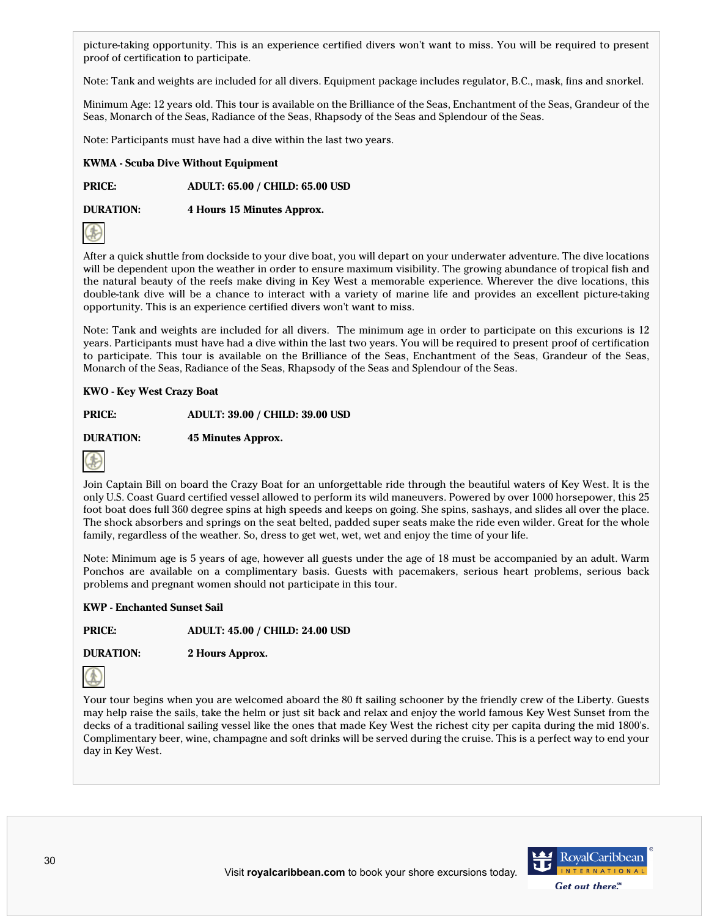picture-taking opportunity. This is an experience certified divers won't want to miss. You will be required to present proof of certification to participate.

Note: Tank and weights are included for all divers. Equipment package includes regulator, B.C., mask, fins and snorkel.

Minimum Age: 12 years old. This tour is available on the Brilliance of the Seas, Enchantment of the Seas, Grandeur of the Seas, Monarch of the Seas, Radiance of the Seas, Rhapsody of the Seas and Splendour of the Seas.

Note: Participants must have had a dive within the last two years.

**KWMA - Scuba Dive Without Equipment**

**PRICE:** **ADULT: 65.00 / CHILD: 65.00 USD**

**DURATION:** **4 Hours 15 Minutes Approx.**

After a quick shuttle from dockside to your dive boat, you will depart on your underwater adventure. The dive locations will be dependent upon the weather in order to ensure maximum visibility. The growing abundance of tropical fish and the natural beauty of the reefs make diving in Key West a memorable experience. Wherever the dive locations, this double-tank dive will be a chance to interact with a variety of marine life and provides an excellent picture-taking opportunity. This is an experience certified divers won't want to miss.

Note: Tank and weights are included for all divers. The minimum age in order to participate on this excurions is 12 years. Participants must have had a dive within the last two years. You will be required to present proof of certification to participate. This tour is available on the Brilliance of the Seas, Enchantment of the Seas, Grandeur of the Seas, Monarch of the Seas, Radiance of the Seas, Rhapsody of the Seas and Splendour of the Seas.

**KWO - Key West Crazy Boat**

**PRICE:** **ADULT: 39.00 / CHILD: 39.00 USD**

**DURATION:** **45 Minutes Approx.**

Join Captain Bill on board the Crazy Boat for an unforgettable ride through the beautiful waters of Key West. It is the only U.S. Coast Guard certified vessel allowed to perform its wild maneuvers. Powered by over 1000 horsepower, this 25 foot boat does full 360 degree spins at high speeds and keeps on going. She spins, sashays, and slides all over the place. The shock absorbers and springs on the seat belted, padded super seats make the ride even wilder. Great for the whole family, regardless of the weather. So, dress to get wet, wet, wet and enjoy the time of your life.

Note: Minimum age is 5 years of age, however all guests under the age of 18 must be accompanied by an adult. Warm Ponchos are available on a complimentary basis. Guests with pacemakers, serious heart problems, serious back problems and pregnant women should not participate in this tour.

**KWP - Enchanted Sunset Sail**

**PRICE:** **ADULT: 45.00 / CHILD: 24.00 USD**

**DURATION:** **2 Hours Approx.**

Your tour begins when you are welcomed aboard the 80 ft sailing schooner by the friendly crew of the Liberty. Guests may help raise the sails, take the helm or just sit back and relax and enjoy the world famous Key West Sunset from the decks of a traditional sailing vessel like the ones that made Key West the richest city per capita during the mid 1800's. Complimentary beer, wine, champagne and soft drinks will be served during the cruise. This is a perfect way to end your day in Key West.

Visit **royalcaribbean.com** to book your shore excursions today.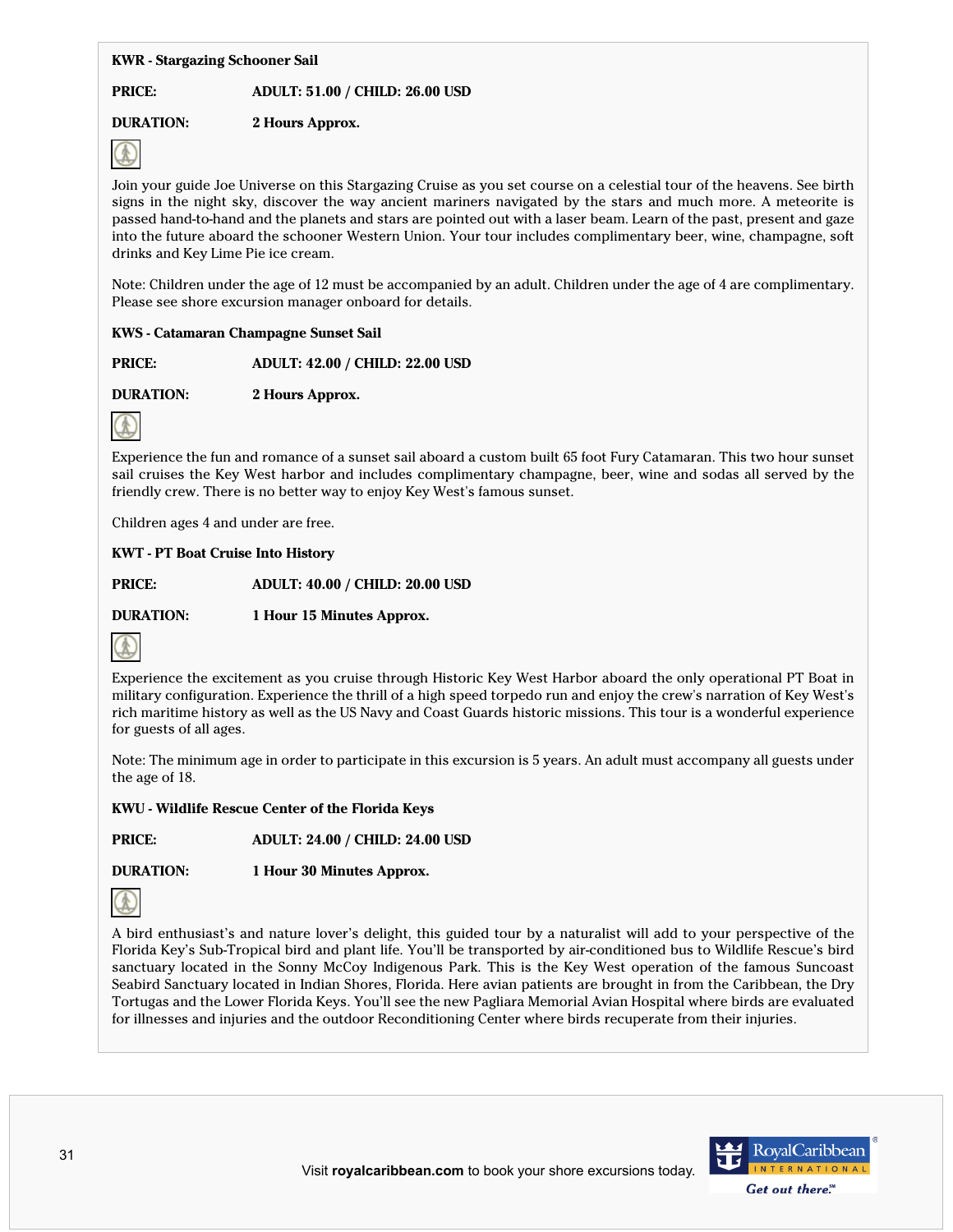**KWR - Stargazing Schooner Sail**

**PRICE:** **ADULT: 51.00 / CHILD: 26.00 USD**

**DURATION:** **2 Hours Approx.**

Join your guide Joe Universe on this Stargazing Cruise as you set course on a celestial tour of the heavens. See birth signs in the night sky, discover the way ancient mariners navigated by the stars and much more. A meteorite is passed hand-to-hand and the planets and stars are pointed out with a laser beam. Learn of the past, present and gaze into the future aboard the schooner Western Union. Your tour includes complimentary beer, wine, champagne, soft drinks and Key Lime Pie ice cream.

Note: Children under the age of 12 must be accompanied by an adult. Children under the age of 4 are complimentary. Please see shore excursion manager onboard for details.

**KWS - Catamaran Champagne Sunset Sail**

**PRICE:** **ADULT: 42.00 / CHILD: 22.00 USD**

**DURATION:** **2 Hours Approx.**

Experience the fun and romance of a sunset sail aboard a custom built 65 foot Fury Catamaran. This two hour sunset sail cruises the Key West harbor and includes complimentary champagne, beer, wine and sodas all served by the friendly crew. There is no better way to enjoy Key West's famous sunset.

Children ages 4 and under are free.

**KWT - PT Boat Cruise Into History**

**PRICE:** **ADULT: 40.00 / CHILD: 20.00 USD**

**DURATION:** **1 Hour 15 Minutes Approx.**

Experience the excitement as you cruise through Historic Key West Harbor aboard the only operational PT Boat in military configuration. Experience the thrill of a high speed torpedo run and enjoy the crew's narration of Key West's rich maritime history as well as the US Navy and Coast Guards historic missions. This tour is a wonderful experience for guests of all ages.

Note: The minimum age in order to participate in this excursion is 5 years. An adult must accompany all guests under the age of 18.

**KWU - Wildlife Rescue Center of the Florida Keys**

**PRICE:** **ADULT: 24.00 / CHILD: 24.00 USD**

**DURATION:** **1 Hour 30 Minutes Approx.**

A bird enthusiast's and nature lover's delight, this guided tour by a naturalist will add to your perspective of the Florida Key's Sub-Tropical bird and plant life. You'll be transported by air-conditioned bus to Wildlife Rescue's bird sanctuary located in the Sonny McCoy Indigenous Park. This is the Key West operation of the famous Suncoast Seabird Sanctuary located in Indian Shores, Florida. Here avian patients are brought in from the Caribbean, the Dry Tortugas and the Lower Florida Keys. You'll see the new Pagliara Memorial Avian Hospital where birds are evaluated for illnesses and injuries and the outdoor Reconditioning Center where birds recuperate from their injuries.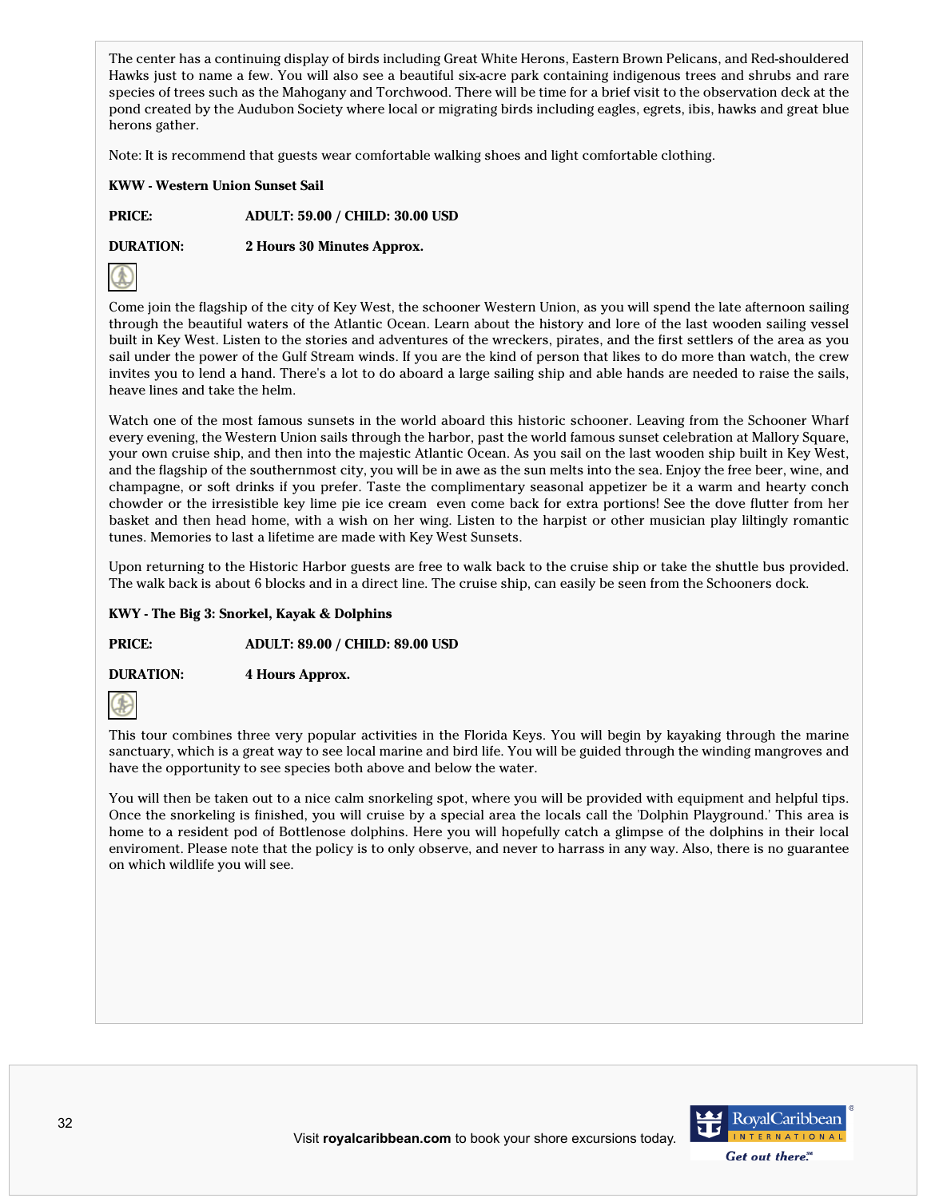The center has a continuing display of birds including Great White Herons, Eastern Brown Pelicans, and Red-shouldered Hawks just to name a few. You will also see a beautiful six-acre park containing indigenous trees and shrubs and rare species of trees such as the Mahogany and Torchwood. There will be time for a brief visit to the observation deck at the pond created by the Audubon Society where local or migrating birds including eagles, egrets, ibis, hawks and great blue herons gather.

Note: It is recommend that guests wear comfortable walking shoes and light comfortable clothing.

**KWW - Western Union Sunset Sail**

**PRICE:** **ADULT: 59.00 / CHILD: 30.00 USD**

**DURATION:** **2 Hours 30 Minutes Approx.**

Come join the flagship of the city of Key West, the schooner Western Union, as you will spend the late afternoon sailing through the beautiful waters of the Atlantic Ocean. Learn about the history and lore of the last wooden sailing vessel built in Key West. Listen to the stories and adventures of the wreckers, pirates, and the first settlers of the area as you sail under the power of the Gulf Stream winds. If you are the kind of person that likes to do more than watch, the crew invites you to lend a hand. There's a lot to do aboard a large sailing ship and able hands are needed to raise the sails, heave lines and take the helm.

Watch one of the most famous sunsets in the world aboard this historic schooner. Leaving from the Schooner Wharf every evening, the Western Union sails through the harbor, past the world famous sunset celebration at Mallory Square, your own cruise ship, and then into the majestic Atlantic Ocean. As you sail on the last wooden ship built in Key West, and the flagship of the southernmost city, you will be in awe as the sun melts into the sea. Enjoy the free beer, wine, and champagne, or soft drinks if you prefer. Taste the complimentary seasonal appetizer be it a warm and hearty conch chowder or the irresistible key lime pie ice cream  even come back for extra portions! See the dove flutter from her basket and then head home, with a wish on her wing. Listen to the harpist or other musician play liltingly romantic tunes. Memories to last a lifetime are made with Key West Sunsets.

Upon returning to the Historic Harbor guests are free to walk back to the cruise ship or take the shuttle bus provided. The walk back is about 6 blocks and in a direct line. The cruise ship, can easily be seen from the Schooners dock.

**KWY - The Big 3: Snorkel, Kayak & Dolphins**

**PRICE:** **ADULT: 89.00 / CHILD: 89.00 USD**

**DURATION:** **4 Hours Approx.**

This tour combines three very popular activities in the Florida Keys. You will begin by kayaking through the marine sanctuary, which is a great way to see local marine and bird life. You will be guided through the winding mangroves and have the opportunity to see species both above and below the water.

You will then be taken out to a nice calm snorkeling spot, where you will be provided with equipment and helpful tips. Once the snorkeling is finished, you will cruise by a special area the locals call the 'Dolphin Playground.' This area is home to a resident pod of Bottlenose dolphins. Here you will hopefully catch a glimpse of the dolphins in their local enviroment. Please note that the policy is to only observe, and never to harrass in any way. Also, there is no guarantee on which wildlife you will see.

Visit **royalcaribbean.com** to book your shore excursions today.